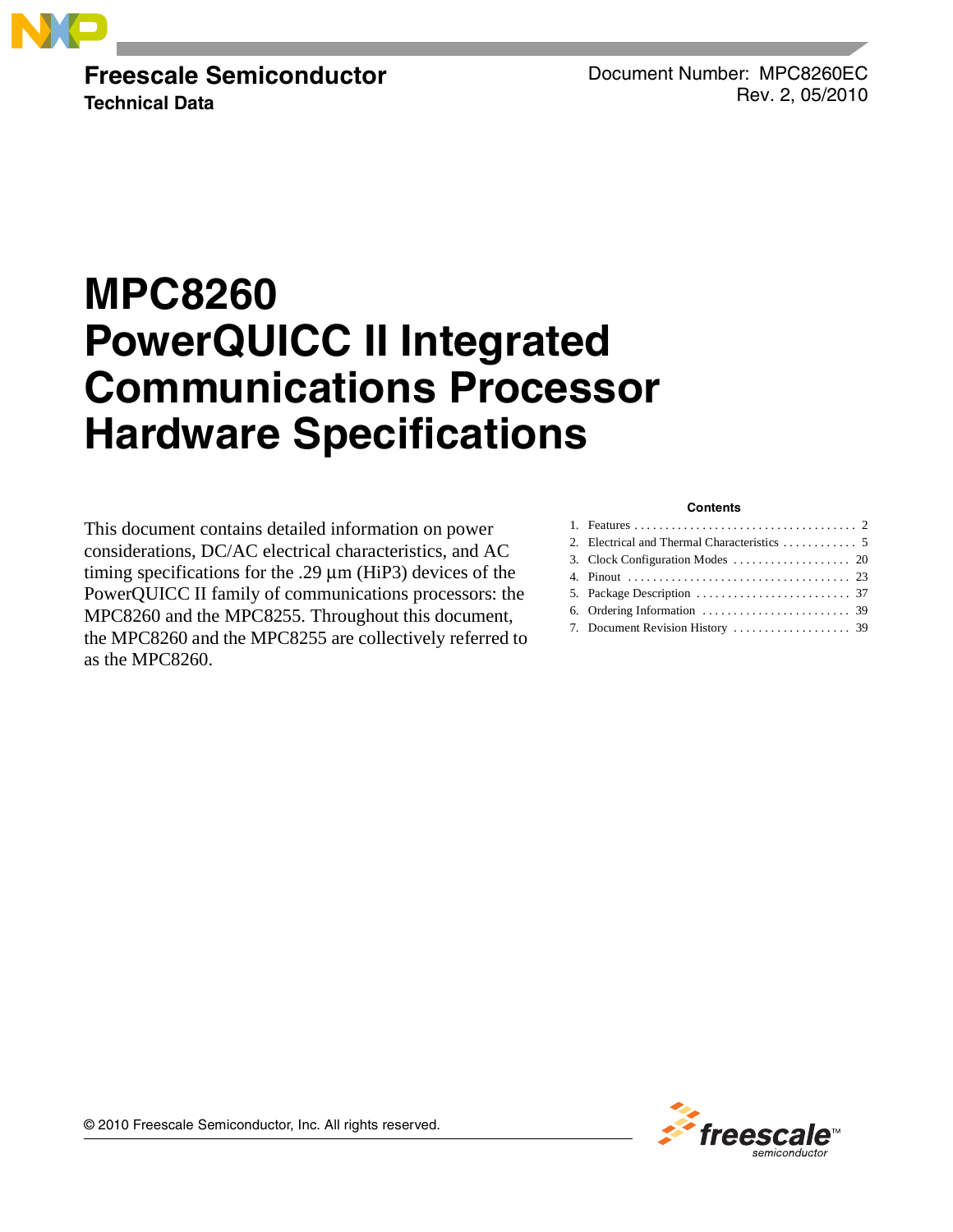Freescale Semiconductor

**Technical Data**

Document Number: MPC8260EC
Rev. 2, 05/2010

# MPC8260 PowerQUICC II Integrated Communications Processor Hardware Specifications

This document contains detailed information on power considerations, DC/AC electrical characteristics, and AC timing specifications for the .29 µm (HiP3) devices of the PowerQUICC II family of communications processors: the MPC8260 and the MPC8255. Throughout this document, the MPC8260 and the MPC8255 are collectively referred to as the MPC8260.

**Contents**

1. Features . . . . . . . . . . . . . . . . . . . . . . . . . . . . . . . . . . . . 2
2. Electrical and Thermal Characteristics . . . . . . . . . . . . 5
3. Clock Configuration Modes . . . . . . . . . . . . . . . . . . . 20
4. Pinout . . . . . . . . . . . . . . . . . . . . . . . . . . . . . . . . . . . 23
5. Package Description . . . . . . . . . . . . . . . . . . . . . . . . . 37
6. Ordering Information . . . . . . . . . . . . . . . . . . . . . . . . 39
7. Document Revision History . . . . . . . . . . . . . . . . . . . 39

© 2010 Freescale Semiconductor, Inc. All rights reserved.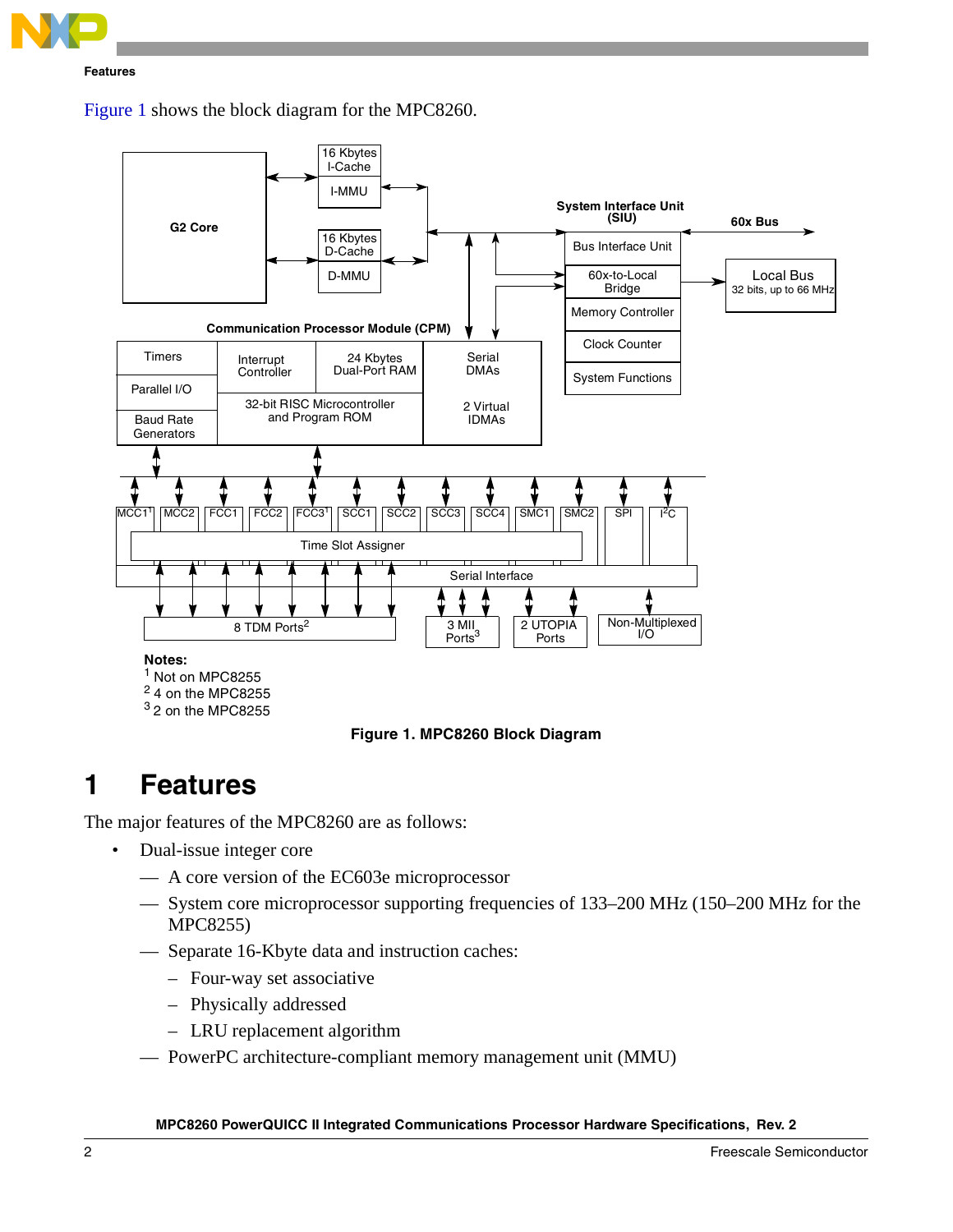Figure 1 shows the block diagram for the MPC8260.

Figure 1. MPC8260 Block Diagram

# 1 Features

The major features of the MPC8260 are as follows:

- Dual-issue integer core
  - — A core version of the EC603e microprocessor
  - — System core microprocessor supporting frequencies of 133–200 MHz (150–200 MHz for the MPC8255)
  - — Separate 16-Kbyte data and instruction caches:
    - – Four-way set associative
    - – Physically addressed
    - – LRU replacement algorithm
  - — PowerPC architecture-compliant memory management unit (MMU)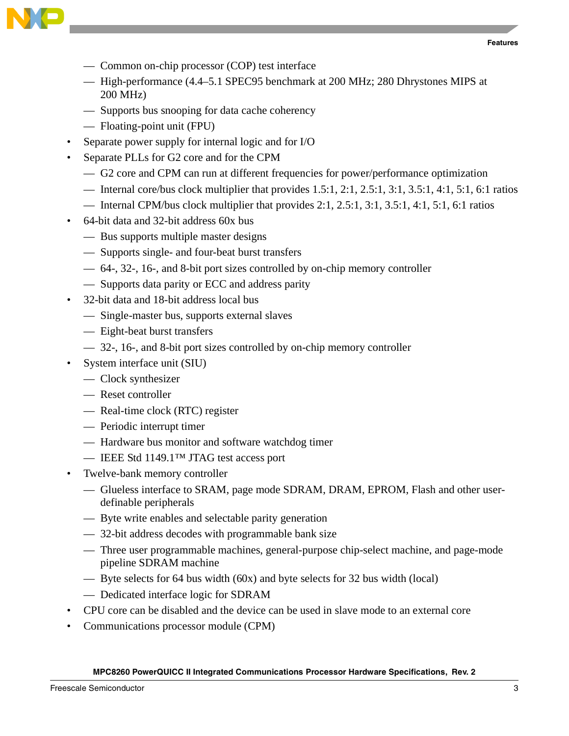- Common on-chip processor (COP) test interface
    - High-performance (4.4–5.1 SPEC95 benchmark at 200 MHz; 280 Dhrystones MIPS at 200 MHz)
    - Supports bus snooping for data cache coherency
    - Floating-point unit (FPU)
- Separate power supply for internal logic and for I/O
- Separate PLLs for G2 core and for the CPM
    - G2 core and CPM can run at different frequencies for power/performance optimization
    - Internal core/bus clock multiplier that provides 1.5:1, 2:1, 2.5:1, 3:1, 3.5:1, 4:1, 5:1, 6:1 ratios
    - Internal CPM/bus clock multiplier that provides 2:1, 2.5:1, 3:1, 3.5:1, 4:1, 5:1, 6:1 ratios
- 64-bit data and 32-bit address 60x bus
    - Bus supports multiple master designs
    - Supports single- and four-beat burst transfers
    - 64-, 32-, 16-, and 8-bit port sizes controlled by on-chip memory controller
    - Supports data parity or ECC and address parity
- 32-bit data and 18-bit address local bus
    - Single-master bus, supports external slaves
    - Eight-beat burst transfers
    - 32-, 16-, and 8-bit port sizes controlled by on-chip memory controller
- System interface unit (SIU)
    - Clock synthesizer
    - Reset controller
    - Real-time clock (RTC) register
    - Periodic interrupt timer
    - Hardware bus monitor and software watchdog timer
    - IEEE Std 1149.1™ JTAG test access port
- Twelve-bank memory controller
    - Glueless interface to SRAM, page mode SDRAM, DRAM, EPROM, Flash and other user-definable peripherals
    - Byte write enables and selectable parity generation
    - 32-bit address decodes with programmable bank size
    - Three user programmable machines, general-purpose chip-select machine, and page-mode pipeline SDRAM machine
    - Byte selects for 64 bus width (60x) and byte selects for 32 bus width (local)
    - Dedicated interface logic for SDRAM
- CPU core can be disabled and the device can be used in slave mode to an external core
- Communications processor module (CPM)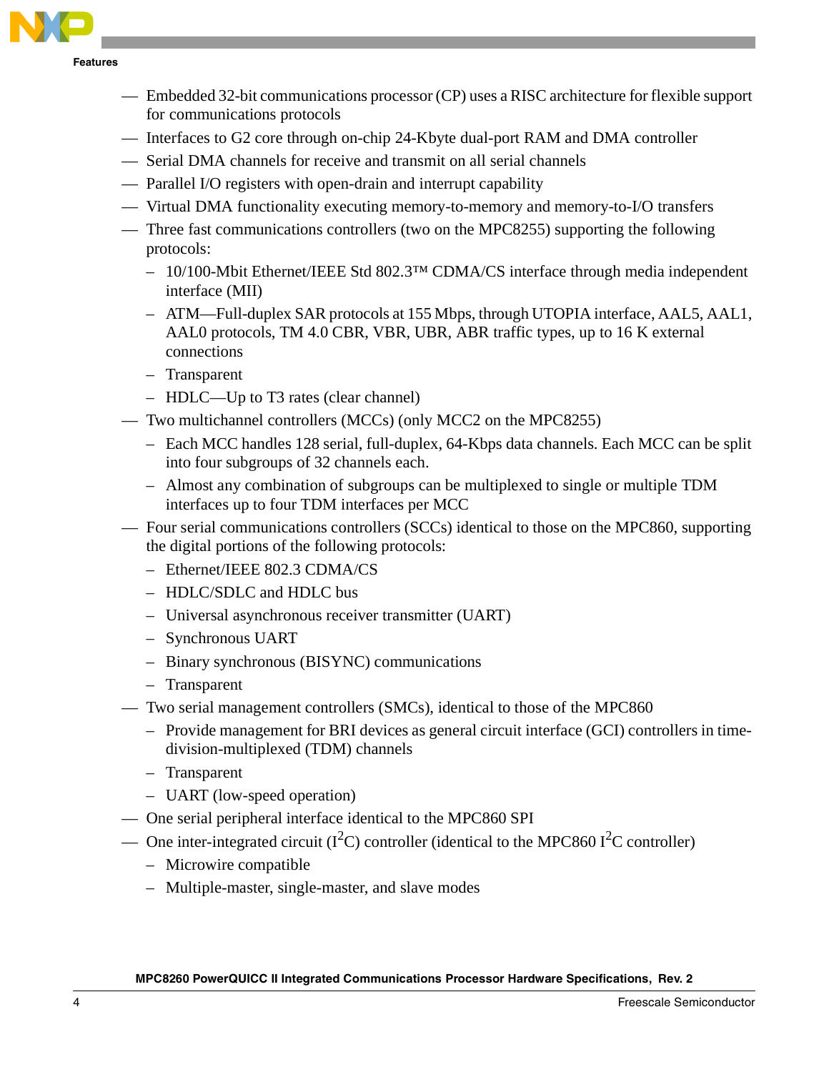- Embedded 32-bit communications processor (CP) uses a RISC architecture for flexible support for communications protocols
- Interfaces to G2 core through on-chip 24-Kbyte dual-port RAM and DMA controller
- Serial DMA channels for receive and transmit on all serial channels
- Parallel I/O registers with open-drain and interrupt capability
- Virtual DMA functionality executing memory-to-memory and memory-to-I/O transfers
- Three fast communications controllers (two on the MPC8255) supporting the following protocols:
  - 10/100-Mbit Ethernet/IEEE Std 802.3™ CDMA/CS interface through media independent interface (MII)
  - ATM—Full-duplex SAR protocols at 155 Mbps, through UTOPIA interface, AAL5, AAL1, AAL0 protocols, TM 4.0 CBR, VBR, UBR, ABR traffic types, up to 16 K external connections
  - Transparent
  - HDLC—Up to T3 rates (clear channel)
- Two multichannel controllers (MCCs) (only MCC2 on the MPC8255)
  - Each MCC handles 128 serial, full-duplex, 64-Kbps data channels. Each MCC can be split into four subgroups of 32 channels each.
  - Almost any combination of subgroups can be multiplexed to single or multiple TDM interfaces up to four TDM interfaces per MCC
- Four serial communications controllers (SCCs) identical to those on the MPC860, supporting the digital portions of the following protocols:
  - Ethernet/IEEE 802.3 CDMA/CS
  - HDLC/SDLC and HDLC bus
  - Universal asynchronous receiver transmitter (UART)
  - Synchronous UART
  - Binary synchronous (BISYNC) communications
  - Transparent
- Two serial management controllers (SMCs), identical to those of the MPC860
  - Provide management for BRI devices as general circuit interface (GCI) controllers in time-division-multiplexed (TDM) channels
  - Transparent
  - UART (low-speed operation)
- One serial peripheral interface identical to the MPC860 SPI
- One inter-integrated circuit ($I^2C$) controller (identical to the MPC860 $I^2C$ controller)
  - Microwire compatible
  - Multiple-master, single-master, and slave modes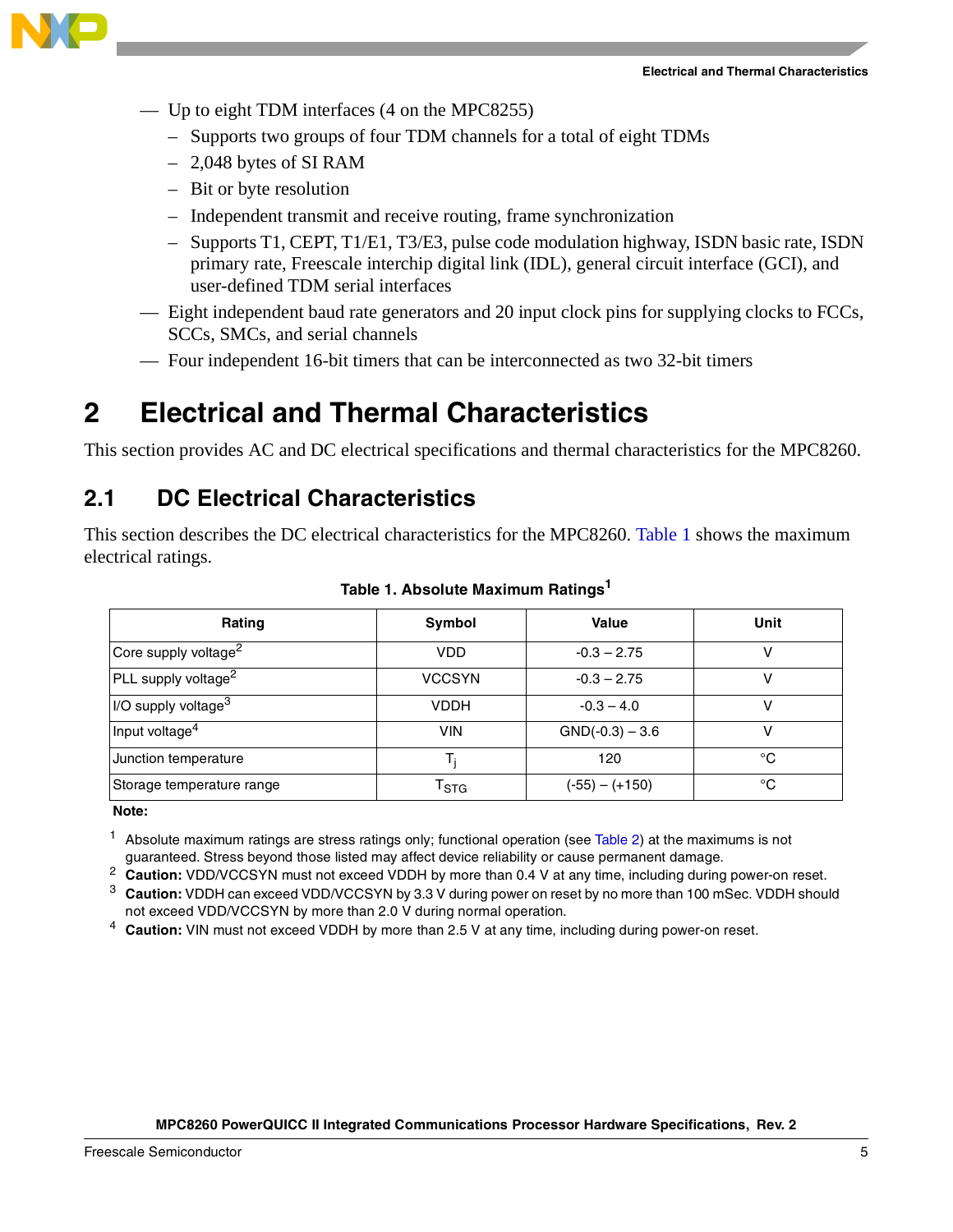- Up to eight TDM interfaces (4 on the MPC8255)
  - Supports two groups of four TDM channels for a total of eight TDMs
  - 2,048 bytes of SI RAM
  - Bit or byte resolution
  - Independent transmit and receive routing, frame synchronization
  - Supports T1, CEPT, T1/E1, T3/E3, pulse code modulation highway, ISDN basic rate, ISDN primary rate, Freescale interchip digital link (IDL), general circuit interface (GCI), and user-defined TDM serial interfaces
- Eight independent baud rate generators and 20 input clock pins for supplying clocks to FCCs, SCCs, SMCs, and serial channels
- Four independent 16-bit timers that can be interconnected as two 32-bit timers

# 2 Electrical and Thermal Characteristics

This section provides AC and DC electrical specifications and thermal characteristics for the MPC8260.

## 2.1 DC Electrical Characteristics

This section describes the DC electrical characteristics for the MPC8260. Table 1 shows the maximum electrical ratings.

**Table 1. Absolute Maximum Ratings[1]**

| Rating | Symbol | Value | Unit |
|---|---|---|---|
| Core supply voltage[2] | VDD | -0.3 – 2.75 | V |
| PLL supply voltage[2] | VCCSYN | -0.3 – 2.75 | V |
| I/O supply voltage[3] | VDDH | -0.3 – 4.0 | V |
| Input voltage[4] | VIN | GND(-0.3) – 3.6 | V |
| Junction temperature | $T_j$ | 120 | °C |
| Storage temperature range | $T_{STG}$ | (-55) – (+150) | °C |

**Note:**

1. Absolute maximum ratings are stress ratings only; functional operation (see Table 2) at the maximums is not guaranteed. Stress beyond those listed may affect device reliability or cause permanent damage.
2. **Caution:** VDD/VCCSYN must not exceed VDDH by more than 0.4 V at any time, including during power-on reset.
3. **Caution:** VDDH can exceed VDD/VCCSYN by 3.3 V during power on reset by no more than 100 mSec. VDDH should not exceed VDD/VCCSYN by more than 2.0 V during normal operation.
4. **Caution:** VIN must not exceed VDDH by more than 2.5 V at any time, including during power-on reset.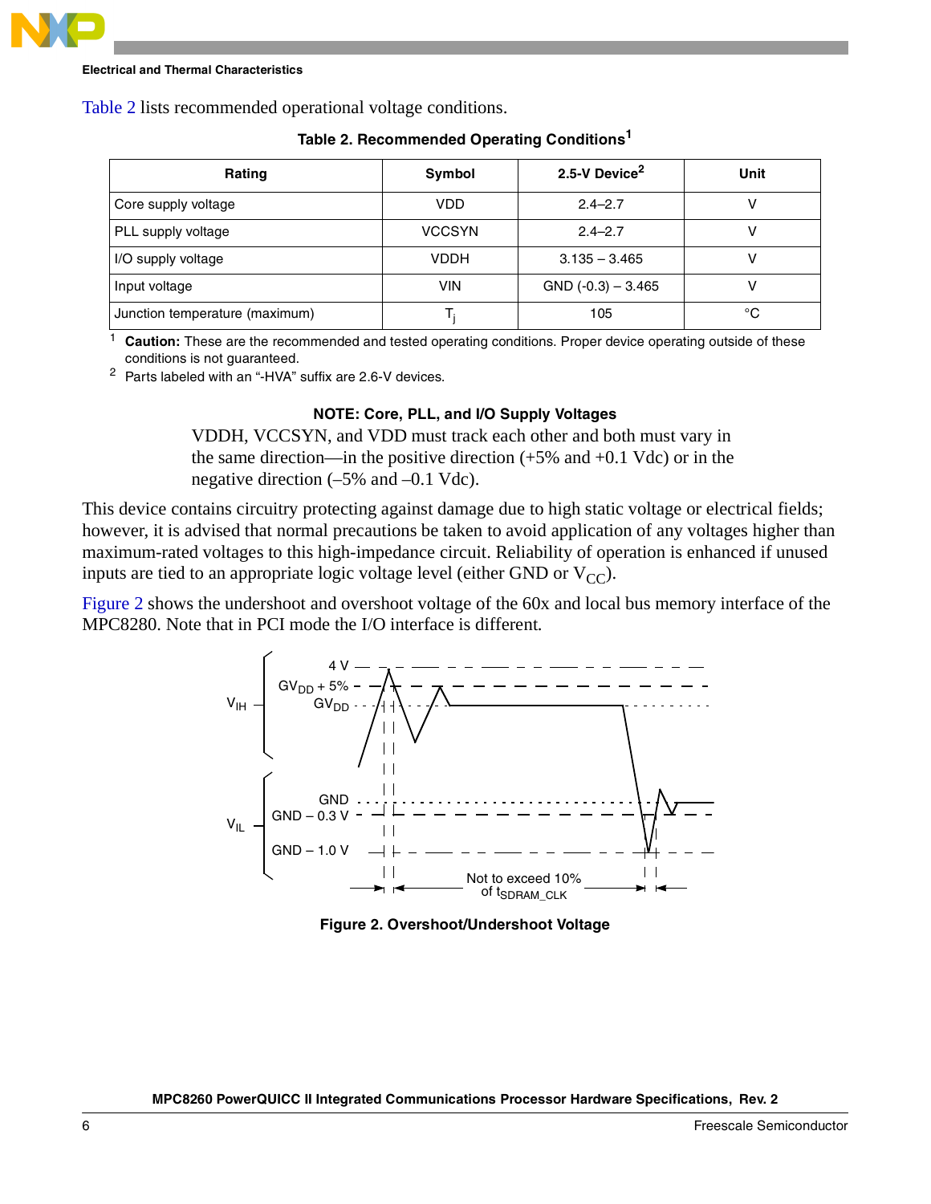Table 2 lists recommended operational voltage conditions.

**Table 2. Recommended Operating Conditions**[1]

| Rating | Symbol | 2.5-V Device[2] | Unit |
|---|---|---|---|
| Core supply voltage | VDD | 2.4–2.7 | V |
| PLL supply voltage | VCCSYN | 2.4–2.7 | V |
| I/O supply voltage | VDDH | 3.135 – 3.465 | V |
| Input voltage | VIN | GND (-0.3) – 3.465 | V |
| Junction temperature (maximum) | $T_j$ | 105 | °C |

[1] **Caution:** These are the recommended and tested operating conditions. Proper device operating outside of these conditions is not guaranteed.

[2] Parts labeled with an "-HVA" suffix are 2.6-V devices.

**NOTE: Core, PLL, and I/O Supply Voltages**

VDDH, VCCSYN, and VDD must track each other and both must vary in the same direction—in the positive direction (+5% and +0.1 Vdc) or in the negative direction (–5% and –0.1 Vdc).

This device contains circuitry protecting against damage due to high static voltage or electrical fields; however, it is advised that normal precautions be taken to avoid application of any voltages higher than maximum-rated voltages to this high-impedance circuit. Reliability of operation is enhanced if unused inputs are tied to an appropriate logic voltage level (either GND or $V_{CC}$).

Figure 2 shows the undershoot and overshoot voltage of the 60x and local bus memory interface of the MPC8280. Note that in PCI mode the I/O interface is different.

**Figure 2. Overshoot/Undershoot Voltage**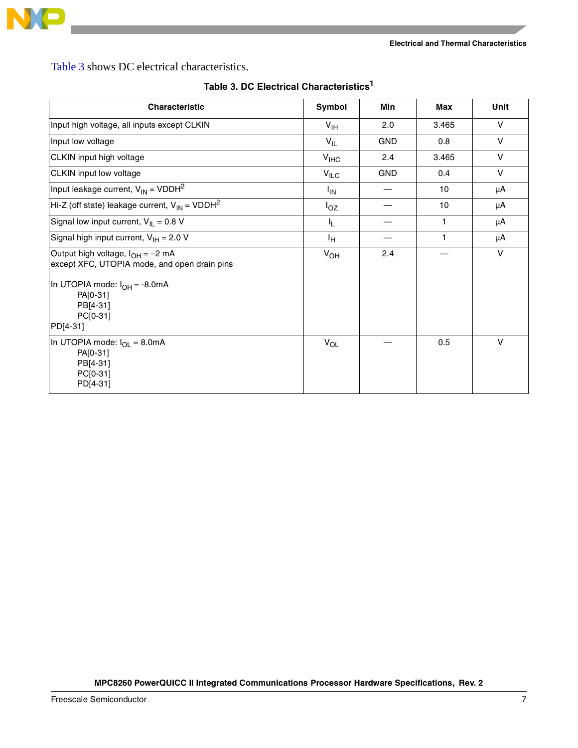Table 3 shows DC electrical characteristics.

**Table 3. DC Electrical Characteristics[1]**

| Characteristic | Symbol | Min | Max | Unit |
|---|---|---|---|---|
| Input high voltage, all inputs except CLKIN | $V_{IH}$ | 2.0 | 3.465 | V |
| Input low voltage | $V_{IL}$ | GND | 0.8 | V |
| CLKIN input high voltage | $V_{IHC}$ | 2.4 | 3.465 | V |
| CLKIN input low voltage | $V_{ILC}$ | GND | 0.4 | V |
| Input leakage current, $V_{IN}$ = VDDH[2] | $I_{IN}$ | — | 10 | µA |
| Hi-Z (off state) leakage current, $V_{IN}$ = VDDH[2] | $I_{OZ}$ | — | 10 | µA |
| Signal low input current, $V_{IL}$ = 0.8 V | $I_L$ | — | 1 | µA |
| Signal high input current, $V_{IH}$ = 2.0 V | $I_H$ | — | 1 | µA |
| Output high voltage, $I_{OH}$ = –2 mA except XFC, UTOPIA mode, and open drain pins<br><br>In UTOPIA mode: $I_{OH}$ = -8.0mA<br>PA[0-31]<br>PB[4-31]<br>PC[0-31]<br>PD[4-31] | $V_{OH}$ | 2.4 | — | V |
| In UTOPIA mode: $I_{OL}$ = 8.0mA<br>PA[0-31]<br>PB[4-31]<br>PC[0-31]<br>PD[4-31] | $V_{OL}$ | — | 0.5 | V |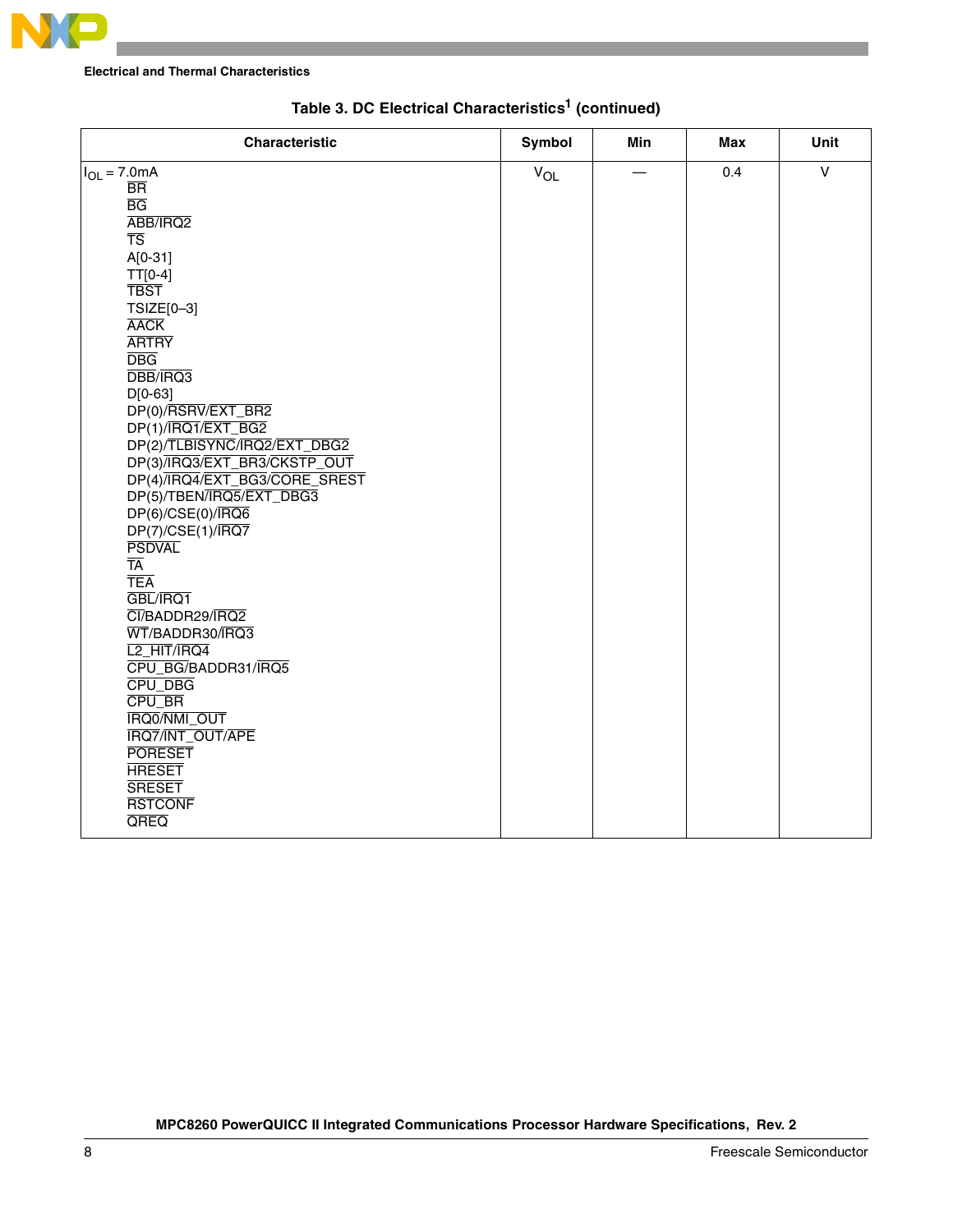Table 3. DC Electrical Characteristics[1] (continued)

| Characteristic | Symbol | Min | Max | Unit |
|---|---|---|---|---|
| $I_{OL}$ = 7.0mA<br>BR<br>BG<br>ABB/IRQ2<br>TS<br>A[0-31]<br>TT[0-4]<br>TBST<br>TSIZE[0–3]<br>AACK<br>ARTRY<br>DBG<br>DBB/IRQ3<br>D[0-63]<br>DP(0)/RSRV/EXT_BR2<br>DP(1)/IRQ1/EXT_BG2<br>DP(2)/TLBISYNC/IRQ2/EXT_DBG2<br>DP(3)/IRQ3/EXT_BR3/CKSTP_OUT<br>DP(4)/IRQ4/EXT_BG3/CORE_SREST<br>DP(5)/TBEN/IRQ5/EXT_DBG3<br>DP(6)/CSE(0)/IRQ6<br>DP(7)/CSE(1)/IRQ7<br>PSDVAL<br>TA<br>TEA<br>GBL/IRQ1<br>CI/BADDR29/IRQ2<br>WT/BADDR30/IRQ3<br>L2_HIT/IRQ4<br>CPU_BG/BADDR31/IRQ5<br>CPU_DBG<br>CPU_BR<br>IRQ0/NMI_OUT<br>IRQ7/INT_OUT/APE<br>PORESET<br>HRESET<br>SRESET<br>RSTCONF<br>QREQ | $V_{OL}$ | — | 0.4 | V |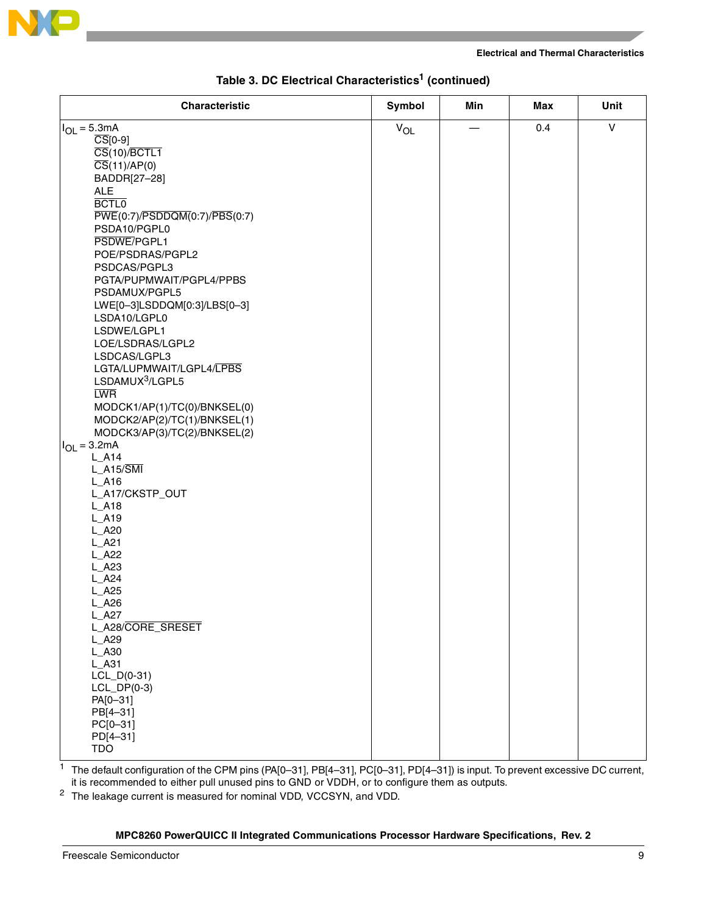Table 3. DC Electrical Characteristics[1] (continued)

| Characteristic | Symbol | Min | Max | Unit |
|---|---|---|---|---|
| $I_{OL}$ = 5.3mA<br>CS[0-9]<br>CS(10)/BCTL1<br>CS(11)/AP(0)<br>BADDR[27–28]<br>ALE<br>BCTL0<br>PWE(0:7)/PSDDQM(0:7)/PBS(0:7)<br>PSDA10/PGPL0<br>PSDWE/PGPL1<br>POE/PSDRAS/PGPL2<br>PSDCAS/PGPL3<br>PGTA/PUPMWAIT/PGPL4/PPBS<br>PSDAMUX/PGPL5<br>LWE[0–3]LSDDQM[0:3]/LBS[0–3]<br>LSDA10/LGPL0<br>LSDWE/LGPL1<br>LOE/LSDRAS/LGPL2<br>LSDCAS/LGPL3<br>LGTA/LUPMWAIT/LGPL4/LPBS<br>LSDAMUX[3]/LGPL5<br>LWR<br>MODCK1/AP(1)/TC(0)/BNKSEL(0)<br>MODCK2/AP(2)/TC(1)/BNKSEL(1)<br>MODCK3/AP(3)/TC(2)/BNKSEL(2)<br>$I_{OL}$ = 3.2mA<br>L_A14<br>L_A15/SMI<br>L_A16<br>L_A17/CKSTP_OUT<br>L_A18<br>L_A19<br>L_A20<br>L_A21<br>L_A22<br>L_A23<br>L_A24<br>L_A25<br>L_A26<br>L_A27<br>L_A28/CORE_SRESET<br>L_A29<br>L_A30<br>L_A31<br>LCL_D(0-31)<br>LCL_DP(0-3)<br>PA[0–31]<br>PB[4–31]<br>PC[0–31]<br>PD[4–31]<br>TDO | $V_{OL}$ | — | 0.4 | V |

[1] The default configuration of the CPM pins (PA[0–31], PB[4–31], PC[0–31], PD[4–31]) is input. To prevent excessive DC current, it is recommended to either pull unused pins to GND or VDDH, or to configure them as outputs.

[2] The leakage current is measured for nominal VDD, VCCSYN, and VDD.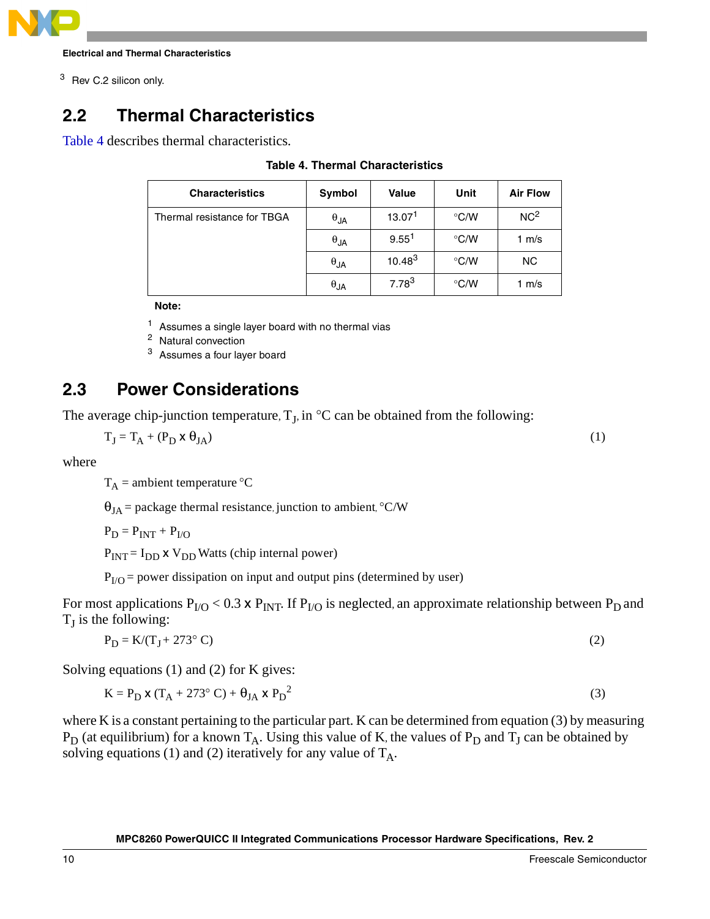[3] Rev C.2 silicon only.

## 2.2 Thermal Characteristics

Table 4 describes thermal characteristics.

**Table 4. Thermal Characteristics**

| Characteristics | Symbol | Value | Unit | Air Flow |
|---|---|---|---|---|
| Thermal resistance for TBGA | $\theta_{JA}$ | 13.07[1] | °C/W | NC[2] |
| | $\theta_{JA}$ | 9.55[1] | °C/W | 1 m/s |
| | $\theta_{JA}$ | 10.48[3] | °C/W | NC |
| | $\theta_{JA}$ | 7.78[3] | °C/W | 1 m/s |

**Note:**

[1] Assumes a single layer board with no thermal vias

[2] Natural convection

[3] Assumes a four layer board

## 2.3 Power Considerations

The average chip-junction temperature, $T_J$, in °C can be obtained from the following:

$$T_J = T_A + (P_D \times \theta_{JA}) \tag{1}$$

where

$T_A$ = ambient temperature °C

$\theta_{JA}$ = package thermal resistance, junction to ambient, °C/W

$P_D = P_{INT} + P_{I/O}$

$P_{INT} = I_{DD} \times V_{DD}$ Watts (chip internal power)

$P_{I/O}$ = power dissipation on input and output pins (determined by user)

For most applications $P_{I/O} < 0.3 \times P_{INT}$. If $P_{I/O}$ is neglected, an approximate relationship between $P_D$ and $T_J$ is the following:

$$P_D = K/(T_J + 273° \text{ C}) \tag{2}$$

Solving equations (1) and (2) for K gives:

$$K = P_D \times (T_A + 273° \text{ C}) + \theta_{JA} \times P_D^2 \tag{3}$$

where K is a constant pertaining to the particular part. K can be determined from equation (3) by measuring $P_D$ (at equilibrium) for a known $T_A$. Using this value of K, the values of $P_D$ and $T_J$ can be obtained by solving equations (1) and (2) iteratively for any value of $T_A$.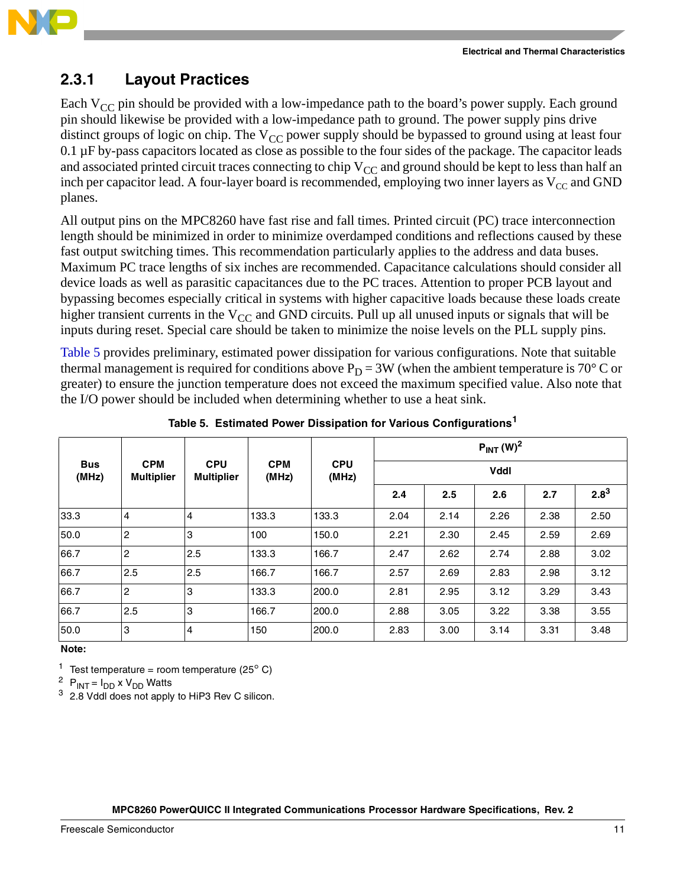### 2.3.1 Layout Practices

Each $V_{CC}$ pin should be provided with a low-impedance path to the board's power supply. Each ground pin should likewise be provided with a low-impedance path to ground. The power supply pins drive distinct groups of logic on chip. The $V_{CC}$ power supply should be bypassed to ground using at least four 0.1 µF by-pass capacitors located as close as possible to the four sides of the package. The capacitor leads and associated printed circuit traces connecting to chip $V_{CC}$ and ground should be kept to less than half an inch per capacitor lead. A four-layer board is recommended, employing two inner layers as $V_{CC}$ and GND planes.

All output pins on the MPC8260 have fast rise and fall times. Printed circuit (PC) trace interconnection length should be minimized in order to minimize overdamped conditions and reflections caused by these fast output switching times. This recommendation particularly applies to the address and data buses. Maximum PC trace lengths of six inches are recommended. Capacitance calculations should consider all device loads as well as parasitic capacitances due to the PC traces. Attention to proper PCB layout and bypassing becomes especially critical in systems with higher capacitive loads because these loads create higher transient currents in the $V_{CC}$ and GND circuits. Pull up all unused inputs or signals that will be inputs during reset. Special care should be taken to minimize the noise levels on the PLL supply pins.

Table 5 provides preliminary, estimated power dissipation for various configurations. Note that suitable thermal management is required for conditions above $P_D$ = 3W (when the ambient temperature is 70° C or greater) to ensure the junction temperature does not exceed the maximum specified value. Also note that the I/O power should be included when determining whether to use a heat sink.

**Table 5. Estimated Power Dissipation for Various Configurations[1]**

| Bus (MHz) | CPM Multiplier | CPU Multiplier | CPM (MHz) | CPU (MHz) | $P_{INT}$ (W)[2] | | | | |
|---|---|---|---|---|---|---|---|---|---|
| | | | | | Vddl | | | | |
| | | | | | 2.4 | 2.5 | 2.6 | 2.7 | 2.8[3] |
| 33.3 | 4 | 4 | 133.3 | 133.3 | 2.04 | 2.14 | 2.26 | 2.38 | 2.50 |
| 50.0 | 2 | 3 | 100 | 150.0 | 2.21 | 2.30 | 2.45 | 2.59 | 2.69 |
| 66.7 | 2 | 2.5 | 133.3 | 166.7 | 2.47 | 2.62 | 2.74 | 2.88 | 3.02 |
| 66.7 | 2.5 | 2.5 | 166.7 | 166.7 | 2.57 | 2.69 | 2.83 | 2.98 | 3.12 |
| 66.7 | 2 | 3 | 133.3 | 200.0 | 2.81 | 2.95 | 3.12 | 3.29 | 3.43 |
| 66.7 | 2.5 | 3 | 166.7 | 200.0 | 2.88 | 3.05 | 3.22 | 3.38 | 3.55 |
| 50.0 | 3 | 4 | 150 | 200.0 | 2.83 | 3.00 | 3.14 | 3.31 | 3.48 |

**Note:**

[1] Test temperature = room temperature (25° C)

[2] $P_{INT} = I_{DD} \times V_{DD}$ Watts

[3] 2.8 Vddl does not apply to HiP3 Rev C silicon.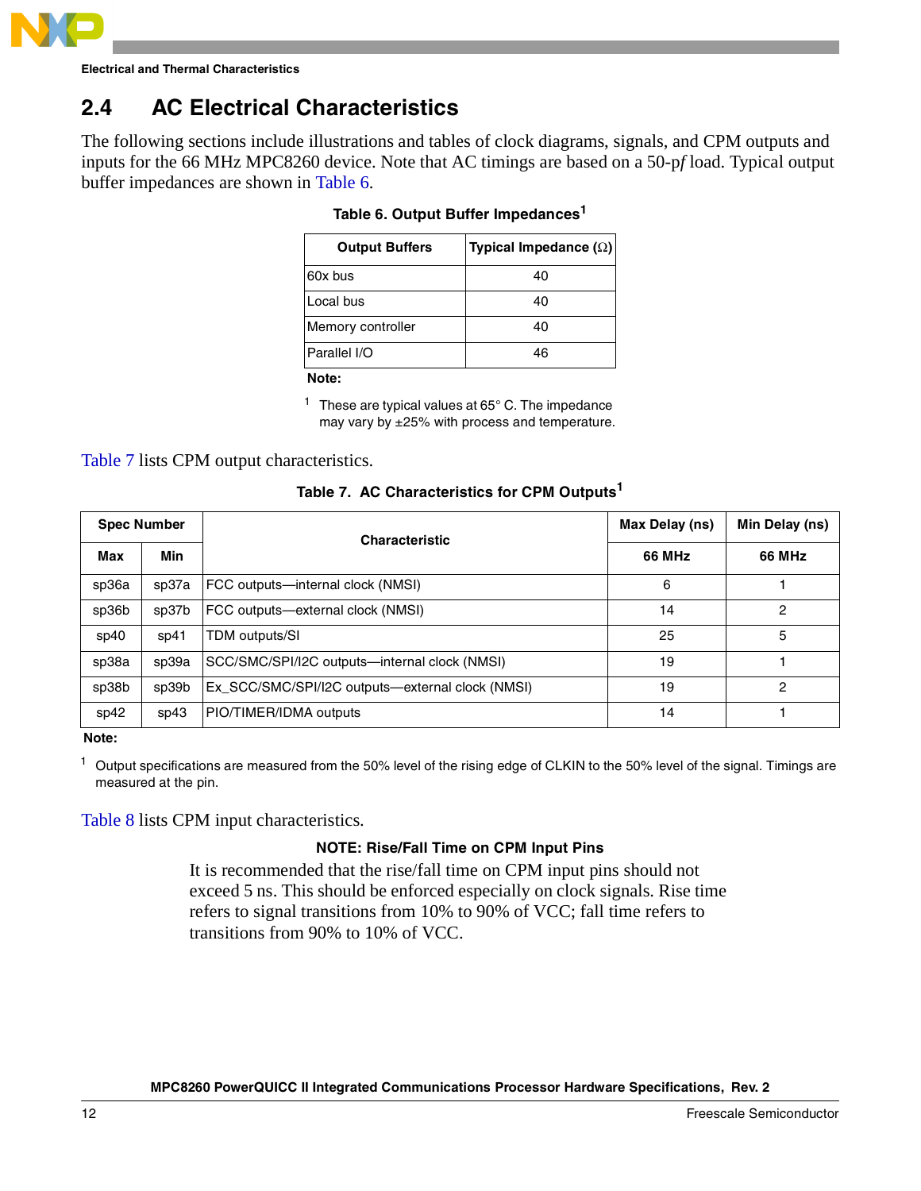## 2.4 AC Electrical Characteristics

The following sections include illustrations and tables of clock diagrams, signals, and CPM outputs and inputs for the 66 MHz MPC8260 device. Note that AC timings are based on a 50-p*f* load. Typical output buffer impedances are shown in Table 6.

**Table 6. Output Buffer Impedances**[1]

| Output Buffers | Typical Impedance (Ω) |
|---|---|
| 60x bus | 40 |
| Local bus | 40 |
| Memory controller | 40 |
| Parallel I/O | 46 |

**Note:**

[1] These are typical values at 65° C. The impedance may vary by ±25% with process and temperature.

Table 7 lists CPM output characteristics.

**Table 7. AC Characteristics for CPM Outputs**[1]

| Spec Number | | Characteristic | Max Delay (ns) | Min Delay (ns) |
|---|---|---|---|---|
| Max | Min | | 66 MHz | 66 MHz |
| sp36a | sp37a | FCC outputs—internal clock (NMSI) | 6 | 1 |
| sp36b | sp37b | FCC outputs—external clock (NMSI) | 14 | 2 |
| sp40 | sp41 | TDM outputs/SI | 25 | 5 |
| sp38a | sp39a | SCC/SMC/SPI/I2C outputs—internal clock (NMSI) | 19 | 1 |
| sp38b | sp39b | Ex_SCC/SMC/SPI/I2C outputs—external clock (NMSI) | 19 | 2 |
| sp42 | sp43 | PIO/TIMER/IDMA outputs | 14 | 1 |

**Note:**

[1] Output specifications are measured from the 50% level of the rising edge of CLKIN to the 50% level of the signal. Timings are measured at the pin.

Table 8 lists CPM input characteristics.

**NOTE: Rise/Fall Time on CPM Input Pins**

It is recommended that the rise/fall time on CPM input pins should not exceed 5 ns. This should be enforced especially on clock signals. Rise time refers to signal transitions from 10% to 90% of VCC; fall time refers to transitions from 90% to 10% of VCC.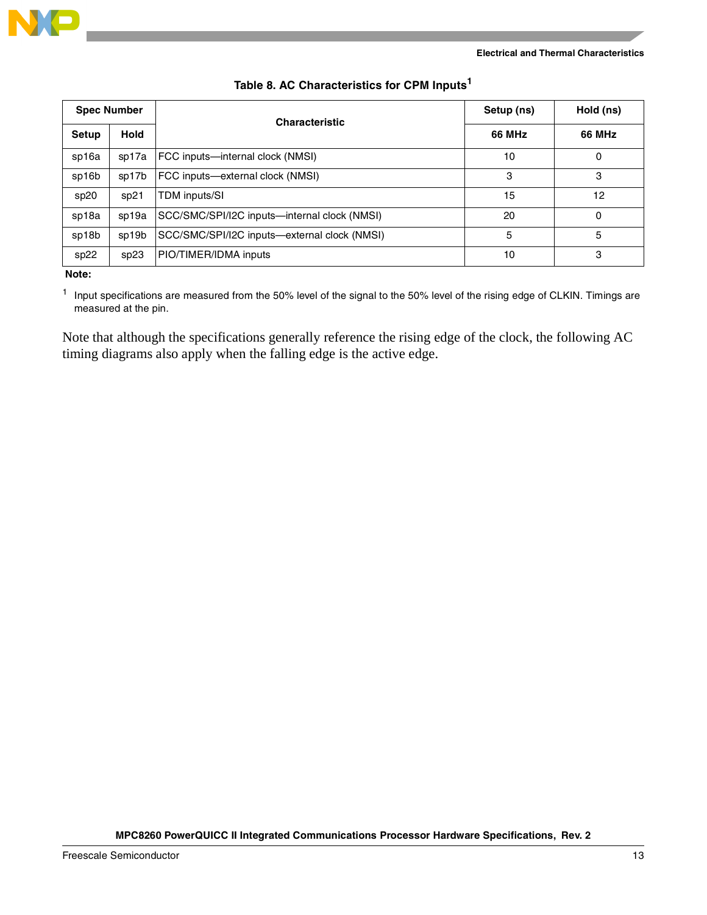**Table 8. AC Characteristics for CPM Inputs[1]**

| Spec Number | | Characteristic | Setup (ns) | Hold (ns) |
|---|---|---|---|---|
| Setup | Hold | | 66 MHz | 66 MHz |
| sp16a | sp17a | FCC inputs—internal clock (NMSI) | 10 | 0 |
| sp16b | sp17b | FCC inputs—external clock (NMSI) | 3 | 3 |
| sp20 | sp21 | TDM inputs/SI | 15 | 12 |
| sp18a | sp19a | SCC/SMC/SPI/I2C inputs—internal clock (NMSI) | 20 | 0 |
| sp18b | sp19b | SCC/SMC/SPI/I2C inputs—external clock (NMSI) | 5 | 5 |
| sp22 | sp23 | PIO/TIMER/IDMA inputs | 10 | 3 |

**Note:**

[1] Input specifications are measured from the 50% level of the signal to the 50% level of the rising edge of CLKIN. Timings are measured at the pin.

Note that although the specifications generally reference the rising edge of the clock, the following AC timing diagrams also apply when the falling edge is the active edge.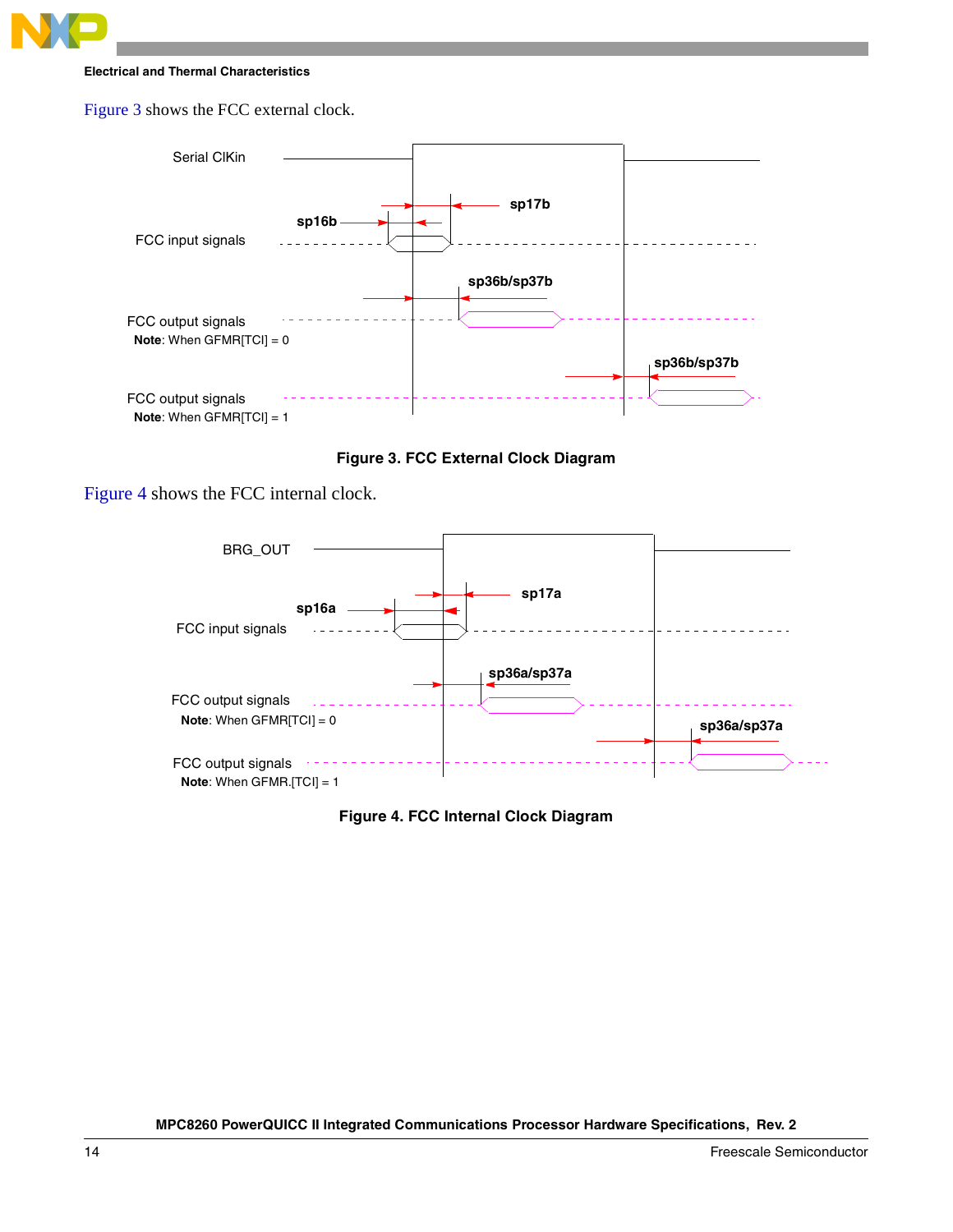Figure 3 shows the FCC external clock.

Figure 3. FCC External Clock Diagram

Figure 4 shows the FCC internal clock.

Figure 4. FCC Internal Clock Diagram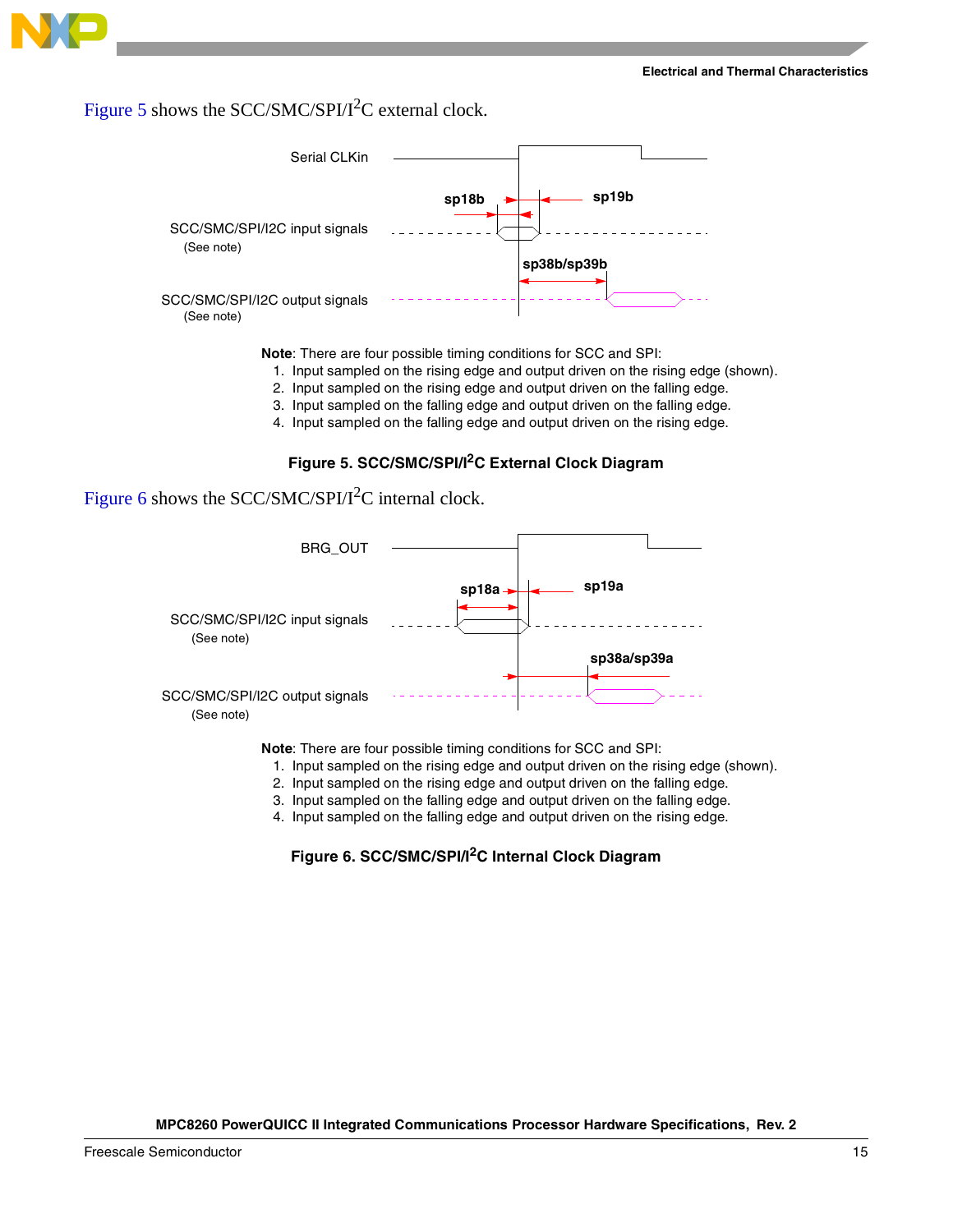Figure 5 shows the SCC/SMC/SPI/I$^2$C external clock.

Serial CLKin

sp18b

sp19b

SCC/SMC/SPI/I2C input signals
(See note)

sp38b/sp39b

SCC/SMC/SPI/I2C output signals
(See note)

**Note**: There are four possible timing conditions for SCC and SPI:

1. Input sampled on the rising edge and output driven on the rising edge (shown).
2. Input sampled on the rising edge and output driven on the falling edge.
3. Input sampled on the falling edge and output driven on the falling edge.
4. Input sampled on the falling edge and output driven on the rising edge.

**Figure 5. SCC/SMC/SPI/I$^2$C External Clock Diagram**

Figure 6 shows the SCC/SMC/SPI/I$^2$C internal clock.

BRG_OUT

sp18a

sp19a

SCC/SMC/SPI/I2C input signals
(See note)

sp38a/sp39a

SCC/SMC/SPI/I2C output signals
(See note)

**Note**: There are four possible timing conditions for SCC and SPI:

1. Input sampled on the rising edge and output driven on the rising edge (shown).
2. Input sampled on the rising edge and output driven on the falling edge.
3. Input sampled on the falling edge and output driven on the falling edge.
4. Input sampled on the falling edge and output driven on the rising edge.

**Figure 6. SCC/SMC/SPI/I$^2$C Internal Clock Diagram**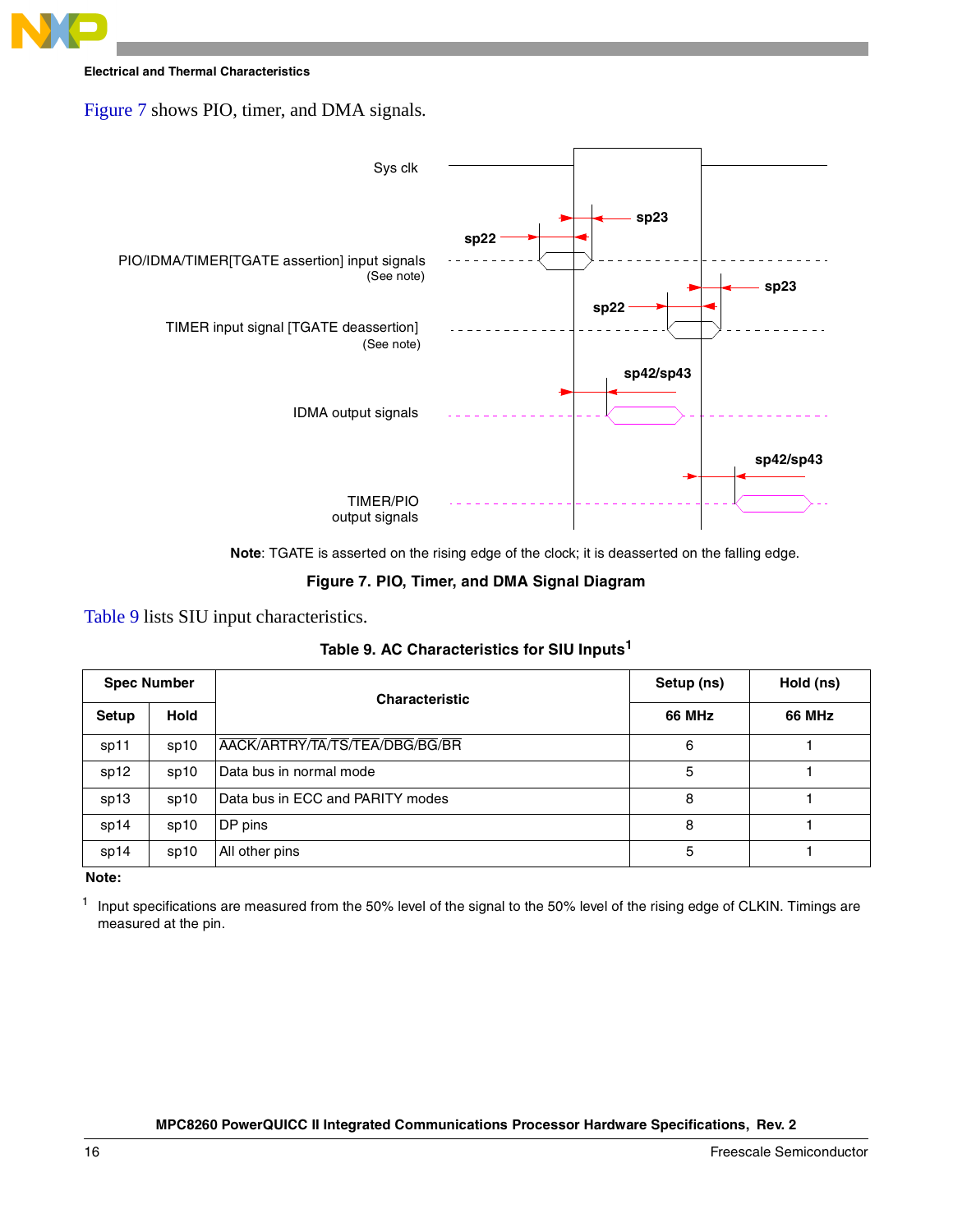Figure 7 shows PIO, timer, and DMA signals.

Sys clk

PIO/IDMA/TIMER[TGATE assertion] input signals (See note)

TIMER input signal [TGATE deassertion] (See note)

IDMA output signals

TIMER/PIO output signals

sp22 sp23 sp42/sp43

**Note**: TGATE is asserted on the rising edge of the clock; it is deasserted on the falling edge.

**Figure 7. PIO, Timer, and DMA Signal Diagram**

Table 9 lists SIU input characteristics.

**Table 9. AC Characteristics for SIU Inputs[1]**

| Spec Number | | Characteristic | Setup (ns) | Hold (ns) |
|---|---|---|---|---|
| Setup | Hold | | 66 MHz | 66 MHz |
| sp11 | sp10 | AACK/ARTRY/TA/TS/TEA/DBG/BG/BR | 6 | 1 |
| sp12 | sp10 | Data bus in normal mode | 5 | 1 |
| sp13 | sp10 | Data bus in ECC and PARITY modes | 8 | 1 |
| sp14 | sp10 | DP pins | 8 | 1 |
| sp14 | sp10 | All other pins | 5 | 1 |

**Note:**

[1] Input specifications are measured from the 50% level of the signal to the 50% level of the rising edge of CLKIN. Timings are measured at the pin.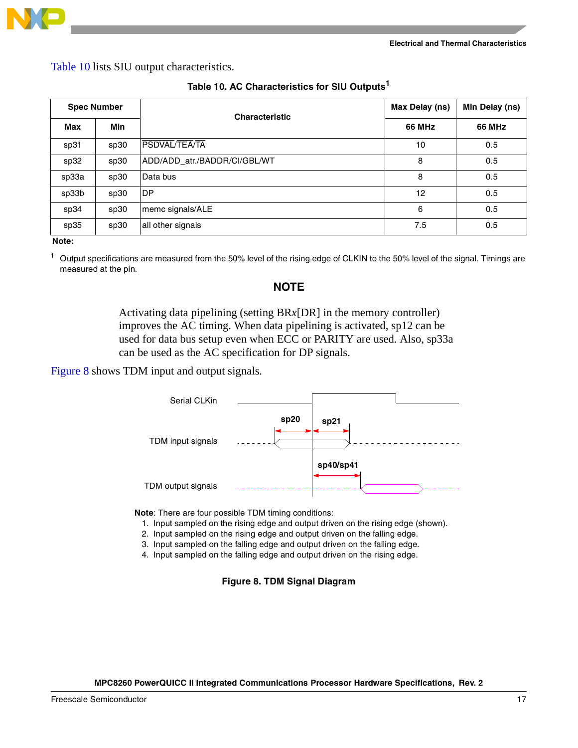Table 10 lists SIU output characteristics.

**Table 10. AC Characteristics for SIU Outputs[1]**

| Spec Number | | Characteristic | Max Delay (ns) | Min Delay (ns) |
|---|---|---|---|---|
| Max | Min | | 66 MHz | 66 MHz |
| sp31 | sp30 | PSDVAL/TEA/TA | 10 | 0.5 |
| sp32 | sp30 | ADD/ADD_atr./BADDR/CI/GBL/WT | 8 | 0.5 |
| sp33a | sp30 | Data bus | 8 | 0.5 |
| sp33b | sp30 | DP | 12 | 0.5 |
| sp34 | sp30 | memc signals/ALE | 6 | 0.5 |
| sp35 | sp30 | all other signals | 7.5 | 0.5 |

**Note:**

[1] Output specifications are measured from the 50% level of the rising edge of CLKIN to the 50% level of the signal. Timings are measured at the pin.

### NOTE

Activating data pipelining (setting BR*x*[DR] in the memory controller) improves the AC timing. When data pipelining is activated, sp12 can be used for data bus setup even when ECC or PARITY are used. Also, sp33a can be used as the AC specification for DP signals.

Figure 8 shows TDM input and output signals.

Serial CLKin

TDM input signals

TDM output signals

sp20 sp21 sp40/sp41

**Note**: There are four possible TDM timing conditions:

1. Input sampled on the rising edge and output driven on the rising edge (shown).
2. Input sampled on the rising edge and output driven on the falling edge.
3. Input sampled on the falling edge and output driven on the falling edge.
4. Input sampled on the falling edge and output driven on the rising edge.

**Figure 8. TDM Signal Diagram**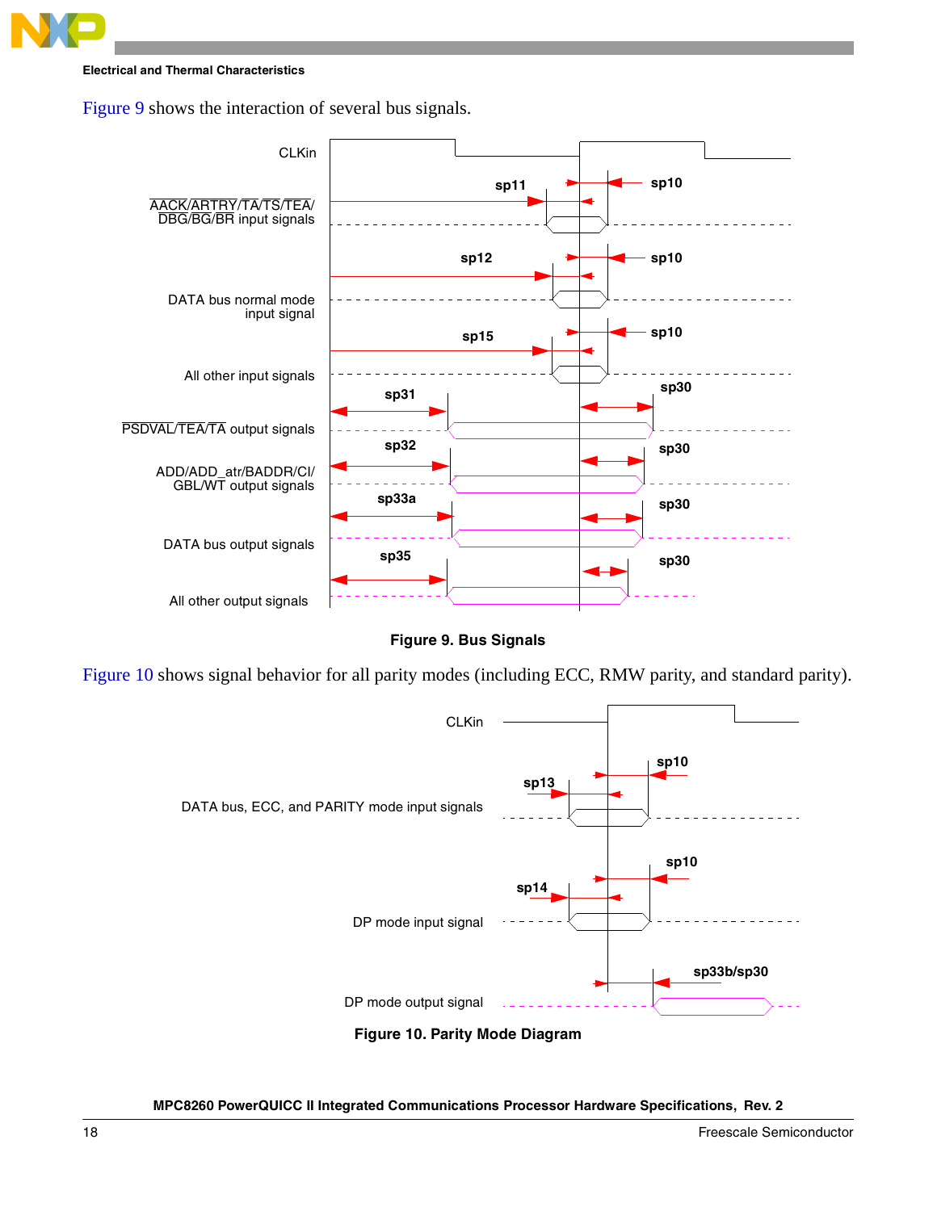Figure 9 shows the interaction of several bus signals.

Figure 9. Bus Signals

Figure 10 shows signal behavior for all parity modes (including ECC, RMW parity, and standard parity).

Figure 10. Parity Mode Diagram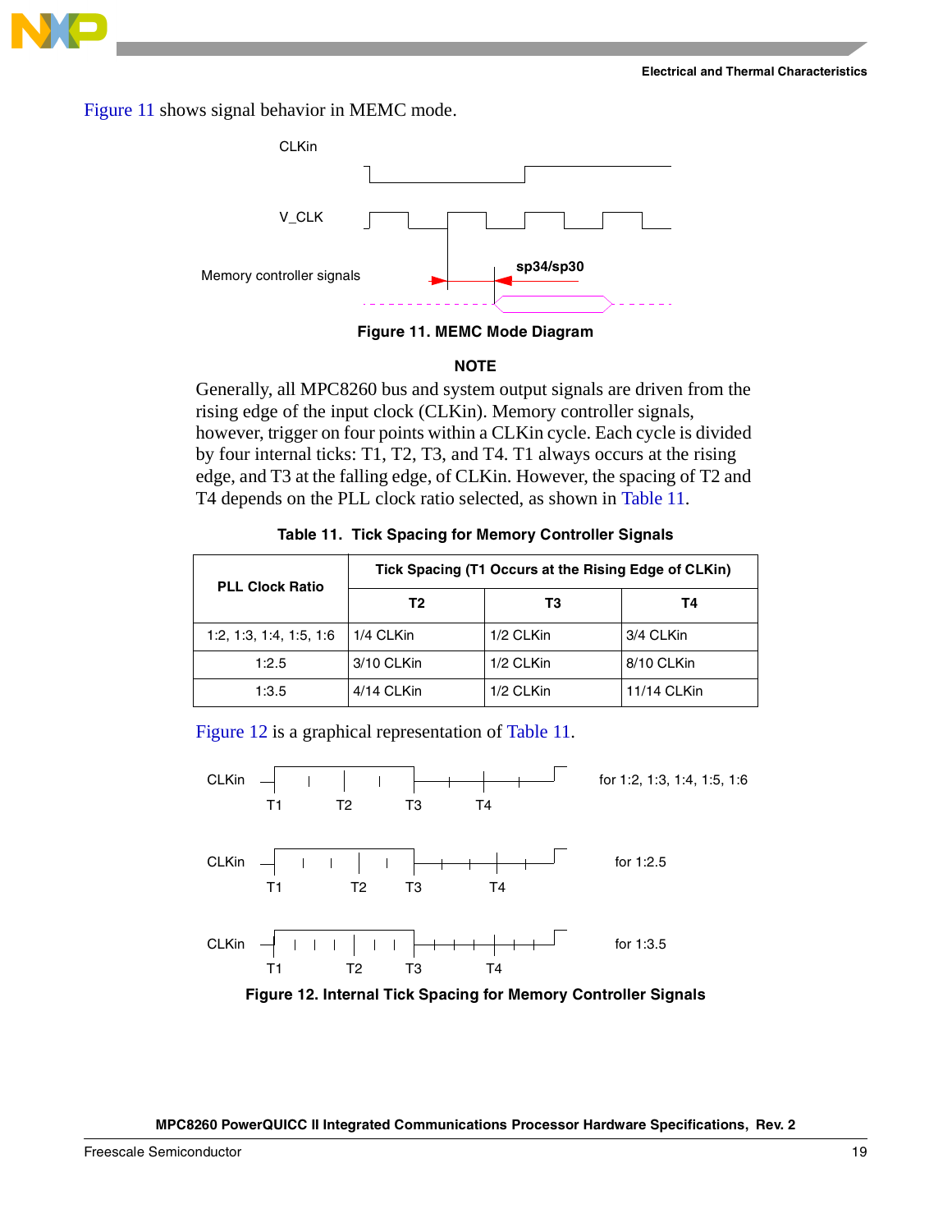Figure 11 shows signal behavior in MEMC mode.

**Figure 11. MEMC Mode Diagram**

**NOTE**

Generally, all MPC8260 bus and system output signals are driven from the rising edge of the input clock (CLKin). Memory controller signals, however, trigger on four points within a CLKin cycle. Each cycle is divided by four internal ticks: T1, T2, T3, and T4. T1 always occurs at the rising edge, and T3 at the falling edge, of CLKin. However, the spacing of T2 and T4 depends on the PLL clock ratio selected, as shown in Table 11.

**Table 11. Tick Spacing for Memory Controller Signals**

| PLL Clock Ratio | Tick Spacing (T1 Occurs at the Rising Edge of CLKin) | | |
|---|---|---|---|
| | T2 | T3 | T4 |
| 1:2, 1:3, 1:4, 1:5, 1:6 | 1/4 CLKin | 1/2 CLKin | 3/4 CLKin |
| 1:2.5 | 3/10 CLKin | 1/2 CLKin | 8/10 CLKin |
| 1:3.5 | 4/14 CLKin | 1/2 CLKin | 11/14 CLKin |

Figure 12 is a graphical representation of Table 11.

**Figure 12. Internal Tick Spacing for Memory Controller Signals**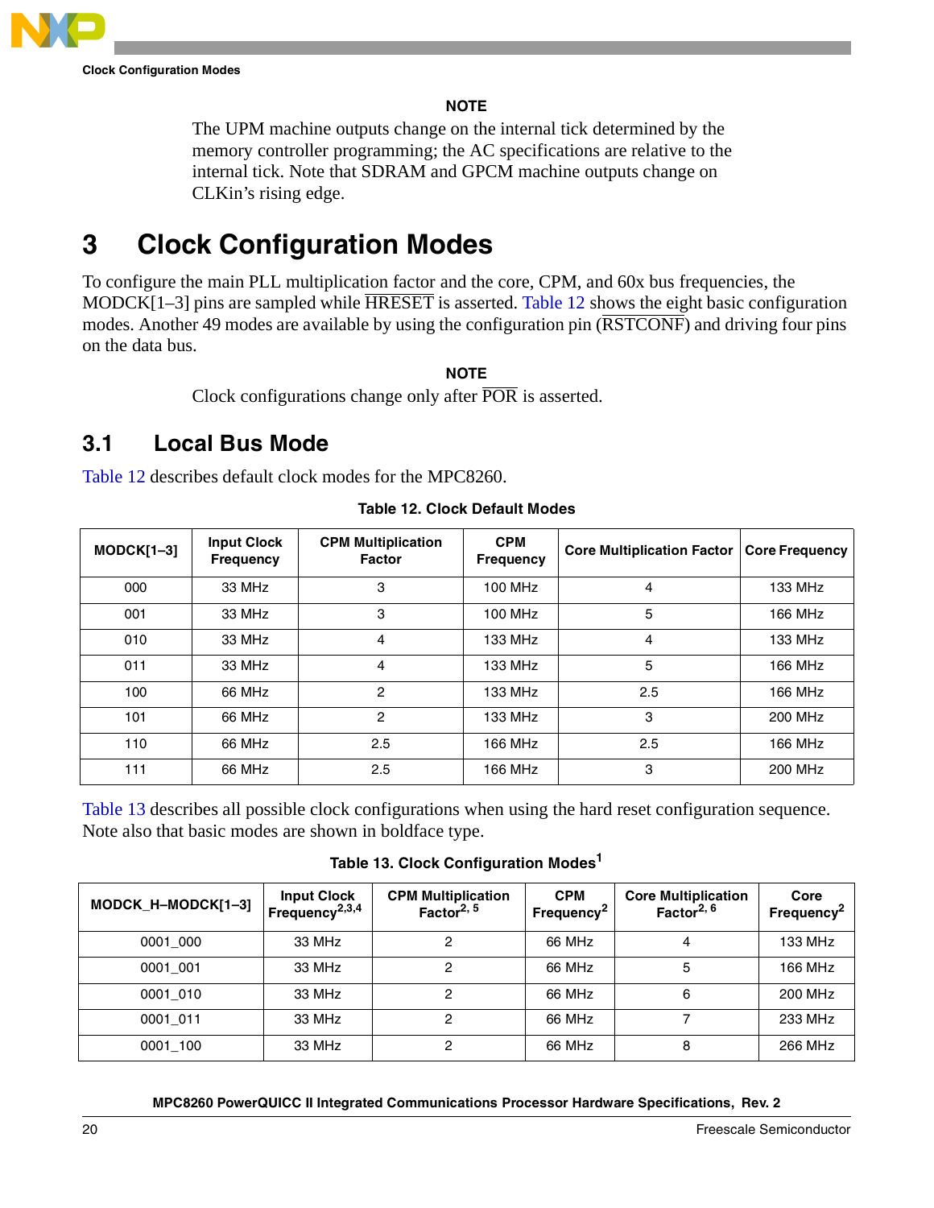**NOTE**

The UPM machine outputs change on the internal tick determined by the memory controller programming; the AC specifications are relative to the internal tick. Note that SDRAM and GPCM machine outputs change on CLKin's rising edge.

# 3 Clock Configuration Modes

To configure the main PLL multiplication factor and the core, CPM, and 60x bus frequencies, the MODCK[1–3] pins are sampled while $\overline{\text{HRESET}}$ is asserted. Table 12 shows the eight basic configuration modes. Another 49 modes are available by using the configuration pin ($\overline{\text{RSTCONF}}$) and driving four pins on the data bus.

**NOTE**

Clock configurations change only after $\overline{\text{POR}}$ is asserted.

## 3.1 Local Bus Mode

Table 12 describes default clock modes for the MPC8260.

**Table 12. Clock Default Modes**

| MODCK[1–3] | Input Clock Frequency | CPM Multiplication Factor | CPM Frequency | Core Multiplication Factor | Core Frequency |
|---|---|---|---|---|---|
| 000 | 33 MHz | 3 | 100 MHz | 4 | 133 MHz |
| 001 | 33 MHz | 3 | 100 MHz | 5 | 166 MHz |
| 010 | 33 MHz | 4 | 133 MHz | 4 | 133 MHz |
| 011 | 33 MHz | 4 | 133 MHz | 5 | 166 MHz |
| 100 | 66 MHz | 2 | 133 MHz | 2.5 | 166 MHz |
| 101 | 66 MHz | 2 | 133 MHz | 3 | 200 MHz |
| 110 | 66 MHz | 2.5 | 166 MHz | 2.5 | 166 MHz |
| 111 | 66 MHz | 2.5 | 166 MHz | 3 | 200 MHz |

Table 13 describes all possible clock configurations when using the hard reset configuration sequence. Note also that basic modes are shown in boldface type.

**Table 13. Clock Configuration Modes[1]**

| MODCK_H–MODCK[1–3] | Input Clock Frequency[2,3,4] | CPM Multiplication Factor[2, 5] | CPM Frequency[2] | Core Multiplication Factor[2, 6] | Core Frequency[2] |
|---|---|---|---|---|---|
| 0001_000 | 33 MHz | 2 | 66 MHz | 4 | 133 MHz |
| 0001_001 | 33 MHz | 2 | 66 MHz | 5 | 166 MHz |
| 0001_010 | 33 MHz | 2 | 66 MHz | 6 | 200 MHz |
| 0001_011 | 33 MHz | 2 | 66 MHz | 7 | 233 MHz |
| 0001_100 | 33 MHz | 2 | 66 MHz | 8 | 266 MHz |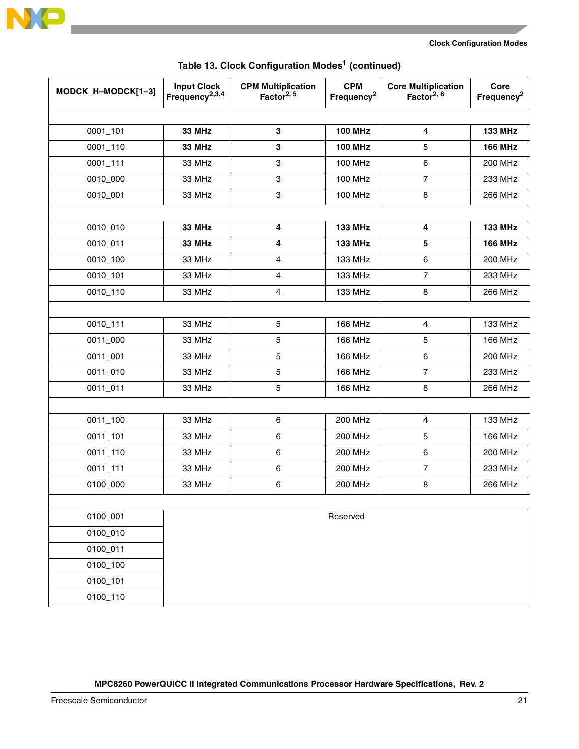**Table 13. Clock Configuration Modes[1] (continued)**

| MODCK_H–MODCK[1–3] | Input Clock Frequency[2,3,4] | CPM Multiplication Factor[2, 5] | CPM Frequency[2] | Core Multiplication Factor[2, 6] | Core Frequency[2] |
|---|---|---|---|---|---|
| | | | | | |
| 0001_101 | **33 MHz** | **3** | **100 MHz** | 4 | **133 MHz** |
| 0001_110 | **33 MHz** | **3** | **100 MHz** | 5 | **166 MHz** |
| 0001_111 | 33 MHz | 3 | 100 MHz | 6 | 200 MHz |
| 0010_000 | 33 MHz | 3 | 100 MHz | 7 | 233 MHz |
| 0010_001 | 33 MHz | 3 | 100 MHz | 8 | 266 MHz |
| | | | | | |
| 0010_010 | **33 MHz** | **4** | **133 MHz** | **4** | **133 MHz** |
| 0010_011 | **33 MHz** | **4** | **133 MHz** | **5** | **166 MHz** |
| 0010_100 | 33 MHz | 4 | 133 MHz | 6 | 200 MHz |
| 0010_101 | 33 MHz | 4 | 133 MHz | 7 | 233 MHz |
| 0010_110 | 33 MHz | 4 | 133 MHz | 8 | 266 MHz |
| | | | | | |
| 0010_111 | 33 MHz | 5 | 166 MHz | 4 | 133 MHz |
| 0011_000 | 33 MHz | 5 | 166 MHz | 5 | 166 MHz |
| 0011_001 | 33 MHz | 5 | 166 MHz | 6 | 200 MHz |
| 0011_010 | 33 MHz | 5 | 166 MHz | 7 | 233 MHz |
| 0011_011 | 33 MHz | 5 | 166 MHz | 8 | 266 MHz |
| | | | | | |
| 0011_100 | 33 MHz | 6 | 200 MHz | 4 | 133 MHz |
| 0011_101 | 33 MHz | 6 | 200 MHz | 5 | 166 MHz |
| 0011_110 | 33 MHz | 6 | 200 MHz | 6 | 200 MHz |
| 0011_111 | 33 MHz | 6 | 200 MHz | 7 | 233 MHz |
| 0100_000 | 33 MHz | 6 | 200 MHz | 8 | 266 MHz |
| | | | | | |
| 0100_001 | Reserved | | | | |
| 0100_010 | | | | | |
| 0100_011 | | | | | |
| 0100_100 | | | | | |
| 0100_101 | | | | | |
| 0100_110 | | | | | |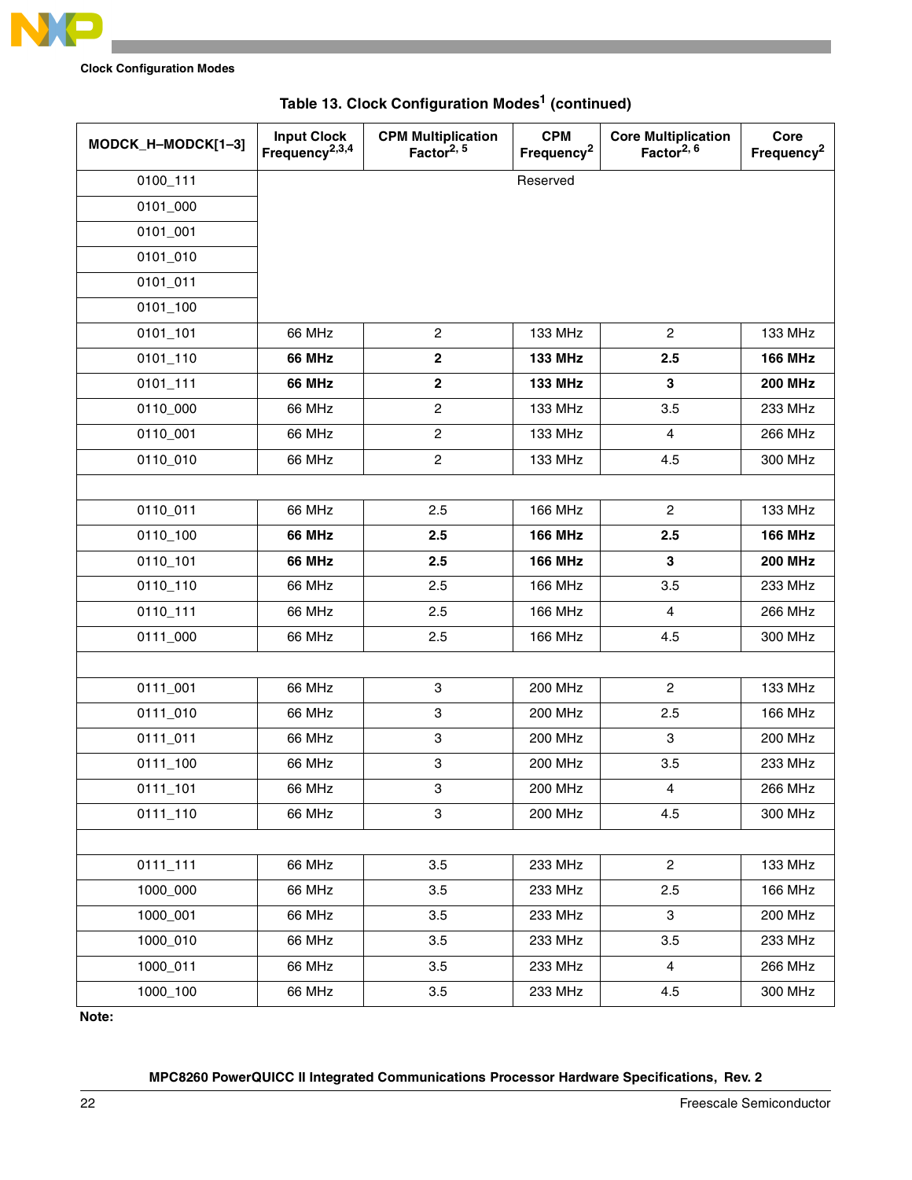**Table 13. Clock Configuration Modes[1] (continued)**

| MODCK_H–MODCK[1–3] | Input Clock Frequency[2,3,4] | CPM Multiplication Factor[2, 5] | CPM Frequency[2] | Core Multiplication Factor[2, 6] | Core Frequency[2] |
|---|---|---|---|---|---|
| 0100_111 | Reserved | | | | |
| 0101_000 | | | | | |
| 0101_001 | | | | | |
| 0101_010 | | | | | |
| 0101_011 | | | | | |
| 0101_100 | | | | | |
| 0101_101 | 66 MHz | 2 | 133 MHz | 2 | 133 MHz |
| **0101_110** | **66 MHz** | **2** | **133 MHz** | **2.5** | **166 MHz** |
| **0101_111** | **66 MHz** | **2** | **133 MHz** | **3** | **200 MHz** |
| 0110_000 | 66 MHz | 2 | 133 MHz | 3.5 | 233 MHz |
| 0110_001 | 66 MHz | 2 | 133 MHz | 4 | 266 MHz |
| 0110_010 | 66 MHz | 2 | 133 MHz | 4.5 | 300 MHz |
| | | | | | |
| 0110_011 | 66 MHz | 2.5 | 166 MHz | 2 | 133 MHz |
| **0110_100** | **66 MHz** | **2.5** | **166 MHz** | **2.5** | **166 MHz** |
| **0110_101** | **66 MHz** | **2.5** | **166 MHz** | **3** | **200 MHz** |
| 0110_110 | 66 MHz | 2.5 | 166 MHz | 3.5 | 233 MHz |
| 0110_111 | 66 MHz | 2.5 | 166 MHz | 4 | 266 MHz |
| 0111_000 | 66 MHz | 2.5 | 166 MHz | 4.5 | 300 MHz |
| | | | | | |
| 0111_001 | 66 MHz | 3 | 200 MHz | 2 | 133 MHz |
| 0111_010 | 66 MHz | 3 | 200 MHz | 2.5 | 166 MHz |
| 0111_011 | 66 MHz | 3 | 200 MHz | 3 | 200 MHz |
| 0111_100 | 66 MHz | 3 | 200 MHz | 3.5 | 233 MHz |
| 0111_101 | 66 MHz | 3 | 200 MHz | 4 | 266 MHz |
| 0111_110 | 66 MHz | 3 | 200 MHz | 4.5 | 300 MHz |
| | | | | | |
| 0111_111 | 66 MHz | 3.5 | 233 MHz | 2 | 133 MHz |
| 1000_000 | 66 MHz | 3.5 | 233 MHz | 2.5 | 166 MHz |
| 1000_001 | 66 MHz | 3.5 | 233 MHz | 3 | 200 MHz |
| 1000_010 | 66 MHz | 3.5 | 233 MHz | 3.5 | 233 MHz |
| 1000_011 | 66 MHz | 3.5 | 233 MHz | 4 | 266 MHz |
| 1000_100 | 66 MHz | 3.5 | 233 MHz | 4.5 | 300 MHz |

**Note:**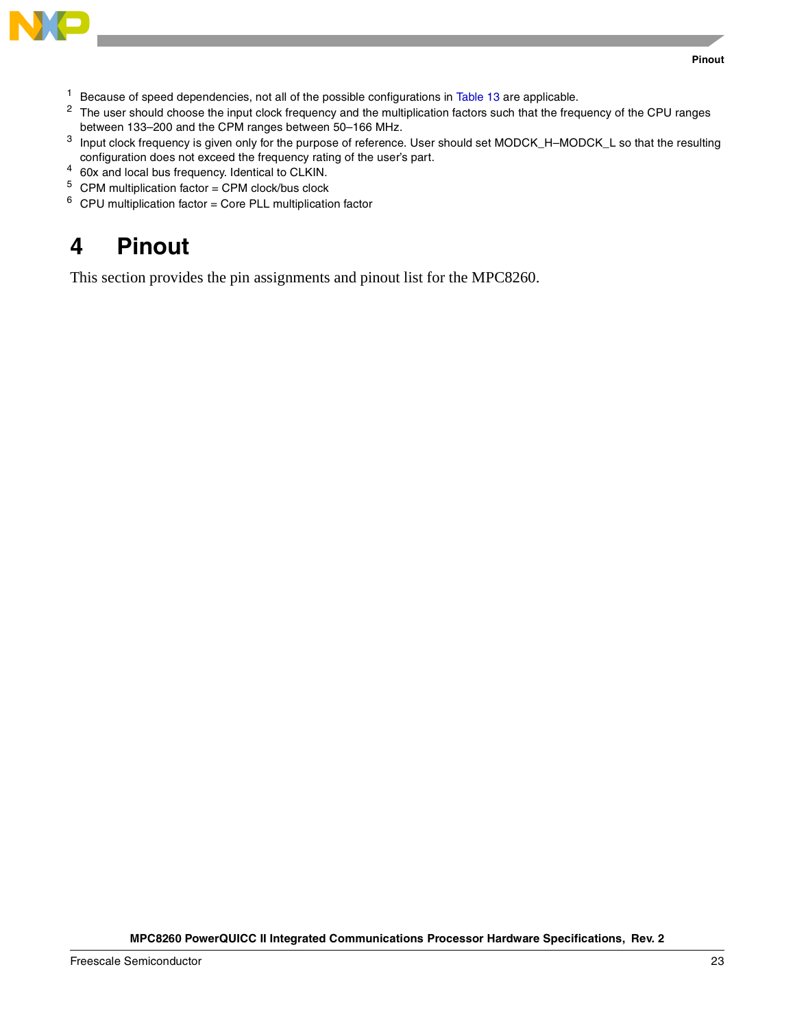[1] Because of speed dependencies, not all of the possible configurations in Table 13 are applicable.

[2] The user should choose the input clock frequency and the multiplication factors such that the frequency of the CPU ranges between 133–200 and the CPM ranges between 50–166 MHz.

[3] Input clock frequency is given only for the purpose of reference. User should set MODCK_H–MODCK_L so that the resulting configuration does not exceed the frequency rating of the user's part.

[4] 60x and local bus frequency. Identical to CLKIN.

[5] CPM multiplication factor = CPM clock/bus clock

[6] CPU multiplication factor = Core PLL multiplication factor

# 4 Pinout

This section provides the pin assignments and pinout list for the MPC8260.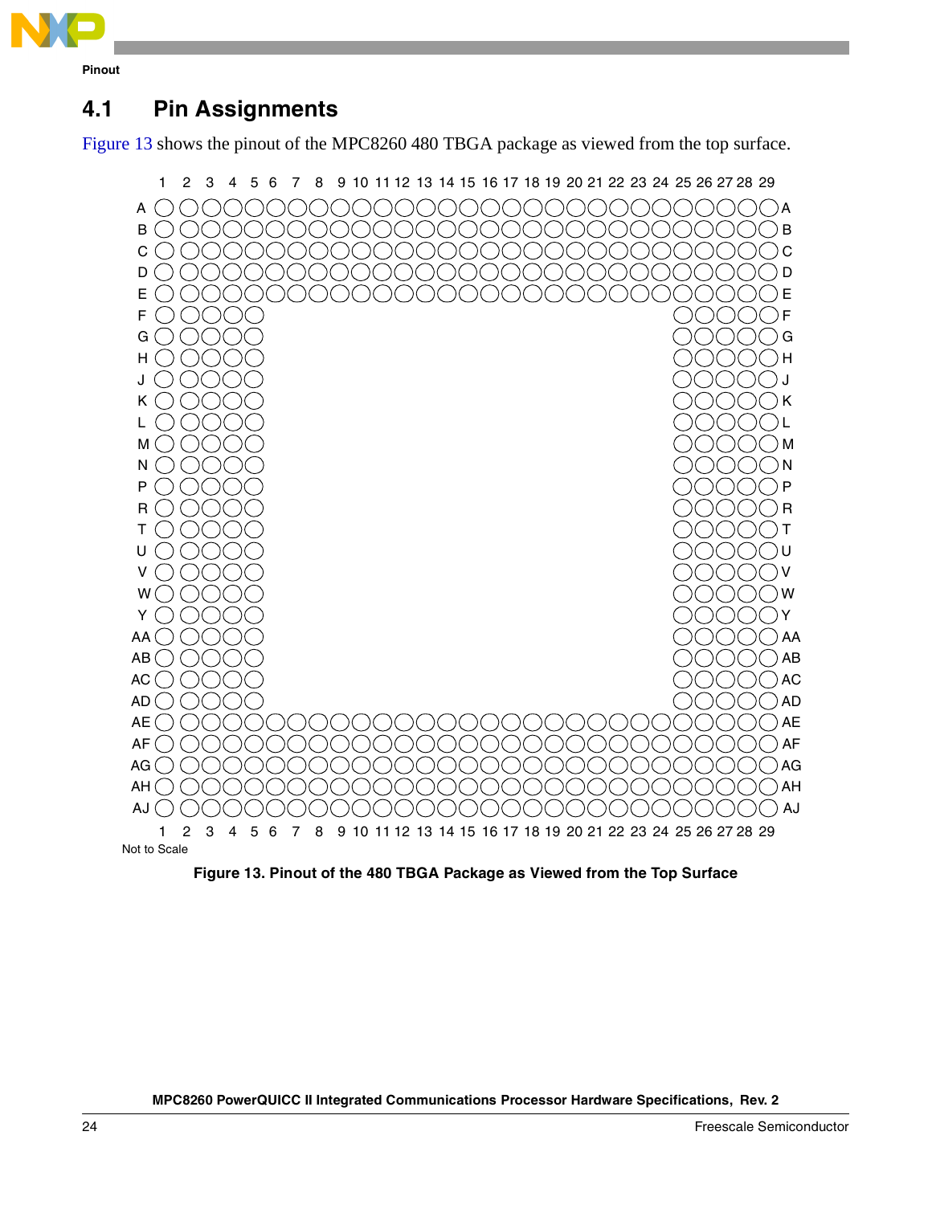## 4.1 Pin Assignments

Figure 13 shows the pinout of the MPC8260 480 TBGA package as viewed from the top surface.

Not to Scale

**Figure 13. Pinout of the 480 TBGA Package as Viewed from the Top Surface**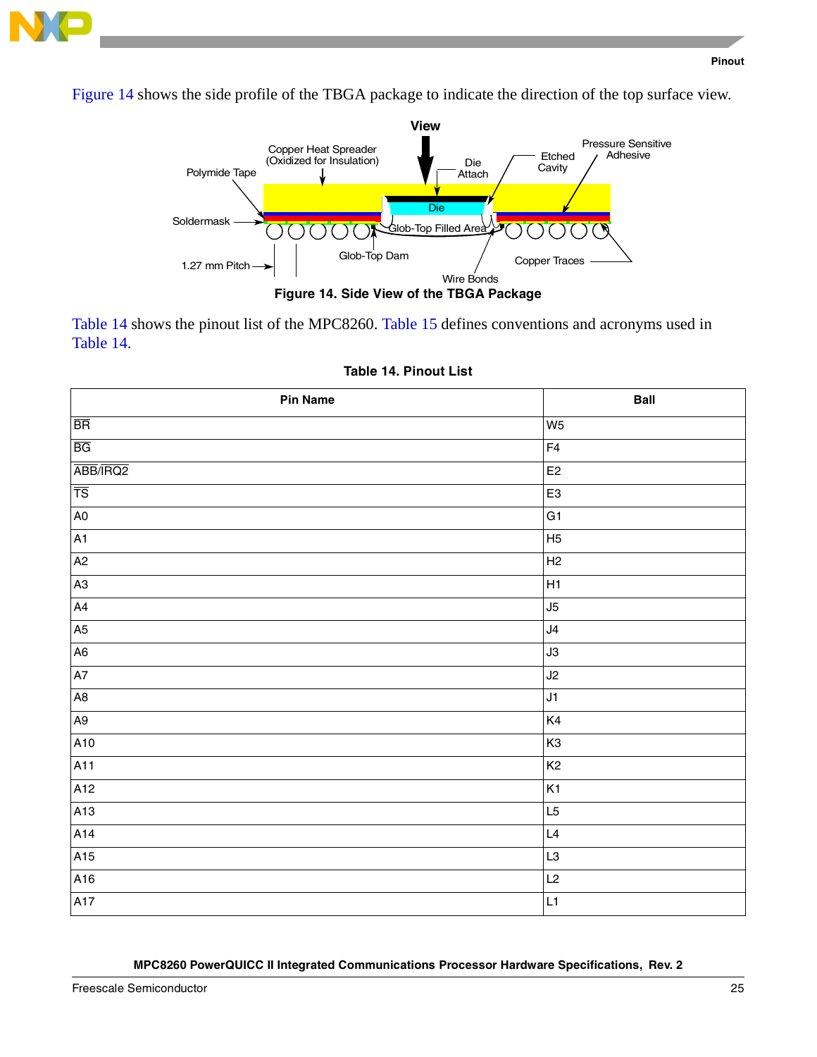Figure 14 shows the side profile of the TBGA package to indicate the direction of the top surface view.

Figure 14. Side View of the TBGA Package

Table 14 shows the pinout list of the MPC8260. Table 15 defines conventions and acronyms used in Table 14.

**Table 14. Pinout List**

| Pin Name | Ball |
|---|---|
| $\overline{BR}$ | W5 |
| $\overline{BG}$ | F4 |
| $\overline{ABB}$/$\overline{IRQ2}$ | E2 |
| $\overline{TS}$ | E3 |
| A0 | G1 |
| A1 | H5 |
| A2 | H2 |
| A3 | H1 |
| A4 | J5 |
| A5 | J4 |
| A6 | J3 |
| A7 | J2 |
| A8 | J1 |
| A9 | K4 |
| A10 | K3 |
| A11 | K2 |
| A12 | K1 |
| A13 | L5 |
| A14 | L4 |
| A15 | L3 |
| A16 | L2 |
| A17 | L1 |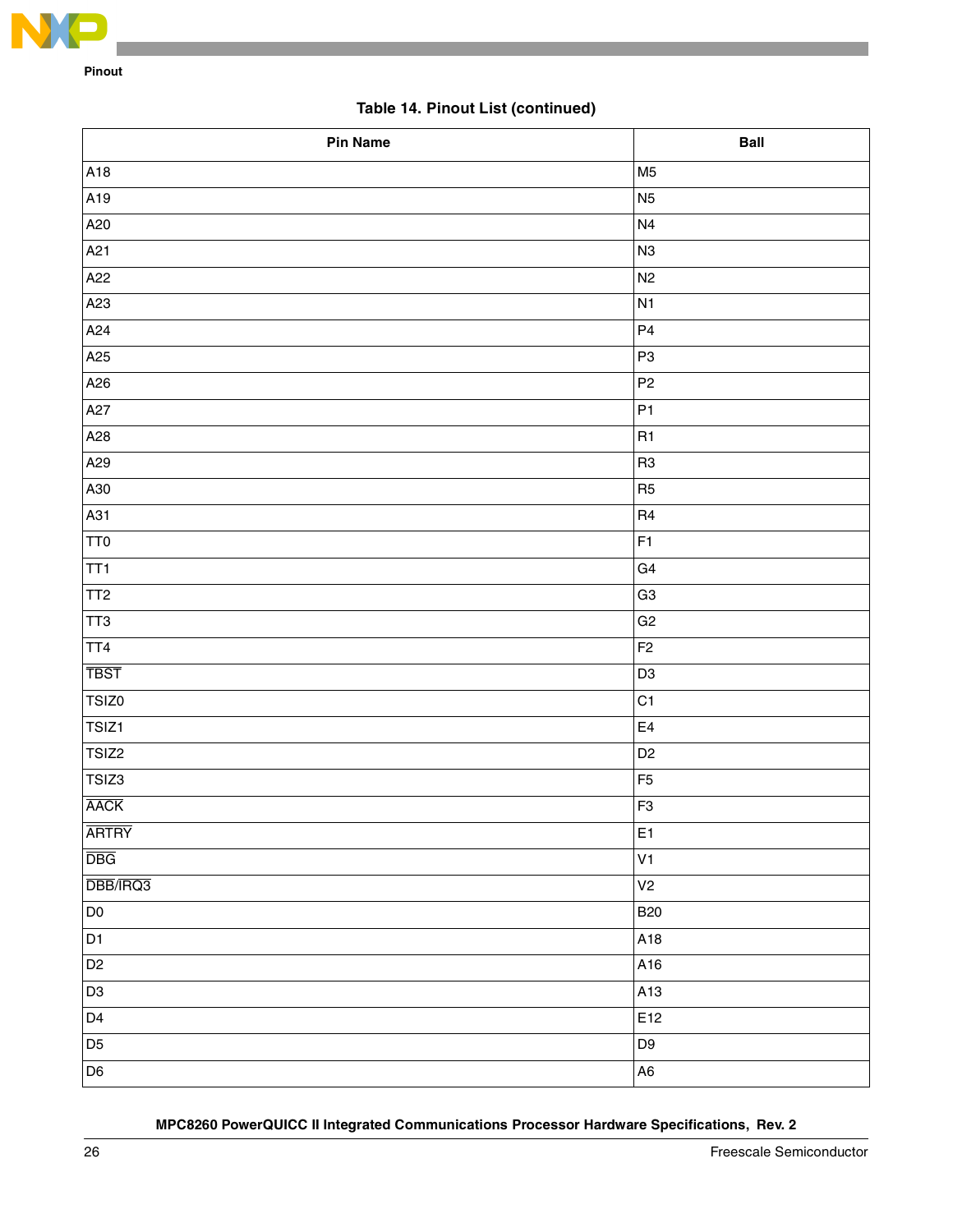**Table 14. Pinout List (continued)**

| Pin Name | Ball |
|---|---|
| A18 | M5 |
| A19 | N5 |
| A20 | N4 |
| A21 | N3 |
| A22 | N2 |
| A23 | N1 |
| A24 | P4 |
| A25 | P3 |
| A26 | P2 |
| A27 | P1 |
| A28 | R1 |
| A29 | R3 |
| A30 | R5 |
| A31 | R4 |
| TT0 | F1 |
| TT1 | G4 |
| TT2 | G3 |
| TT3 | G2 |
| TT4 | F2 |
| $\overline{\text{TBST}}$ | D3 |
| TSIZ0 | C1 |
| TSIZ1 | E4 |
| TSIZ2 | D2 |
| TSIZ3 | F5 |
| $\overline{\text{AACK}}$ | F3 |
| $\overline{\text{ARTRY}}$ | E1 |
| $\overline{\text{DBG}}$ | V1 |
| $\overline{\text{DBB}}/\overline{\text{IRQ3}}$ | V2 |
| D0 | B20 |
| D1 | A18 |
| D2 | A16 |
| D3 | A13 |
| D4 | E12 |
| D5 | D9 |
| D6 | A6 |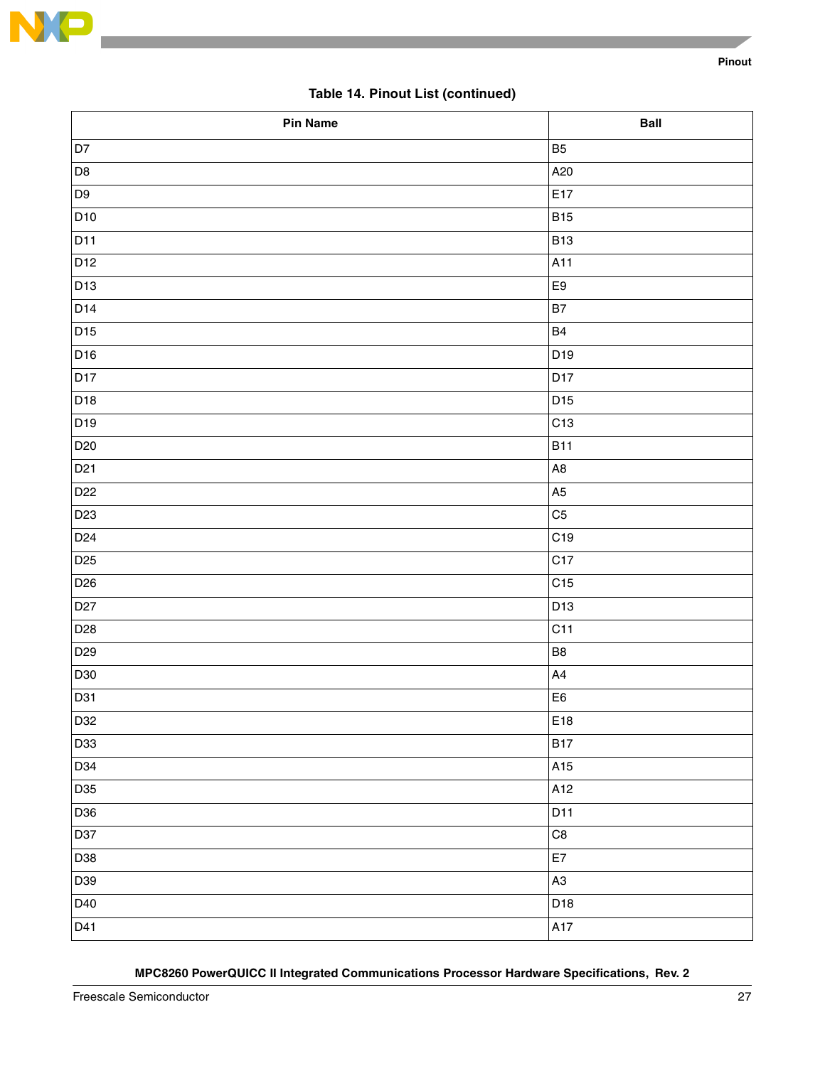**Table 14. Pinout List (continued)**

| Pin Name | Ball |
|---|---|
| D7 | B5 |
| D8 | A20 |
| D9 | E17 |
| D10 | B15 |
| D11 | B13 |
| D12 | A11 |
| D13 | E9 |
| D14 | B7 |
| D15 | B4 |
| D16 | D19 |
| D17 | D17 |
| D18 | D15 |
| D19 | C13 |
| D20 | B11 |
| D21 | A8 |
| D22 | A5 |
| D23 | C5 |
| D24 | C19 |
| D25 | C17 |
| D26 | C15 |
| D27 | D13 |
| D28 | C11 |
| D29 | B8 |
| D30 | A4 |
| D31 | E6 |
| D32 | E18 |
| D33 | B17 |
| D34 | A15 |
| D35 | A12 |
| D36 | D11 |
| D37 | C8 |
| D38 | E7 |
| D39 | A3 |
| D40 | D18 |
| D41 | A17 |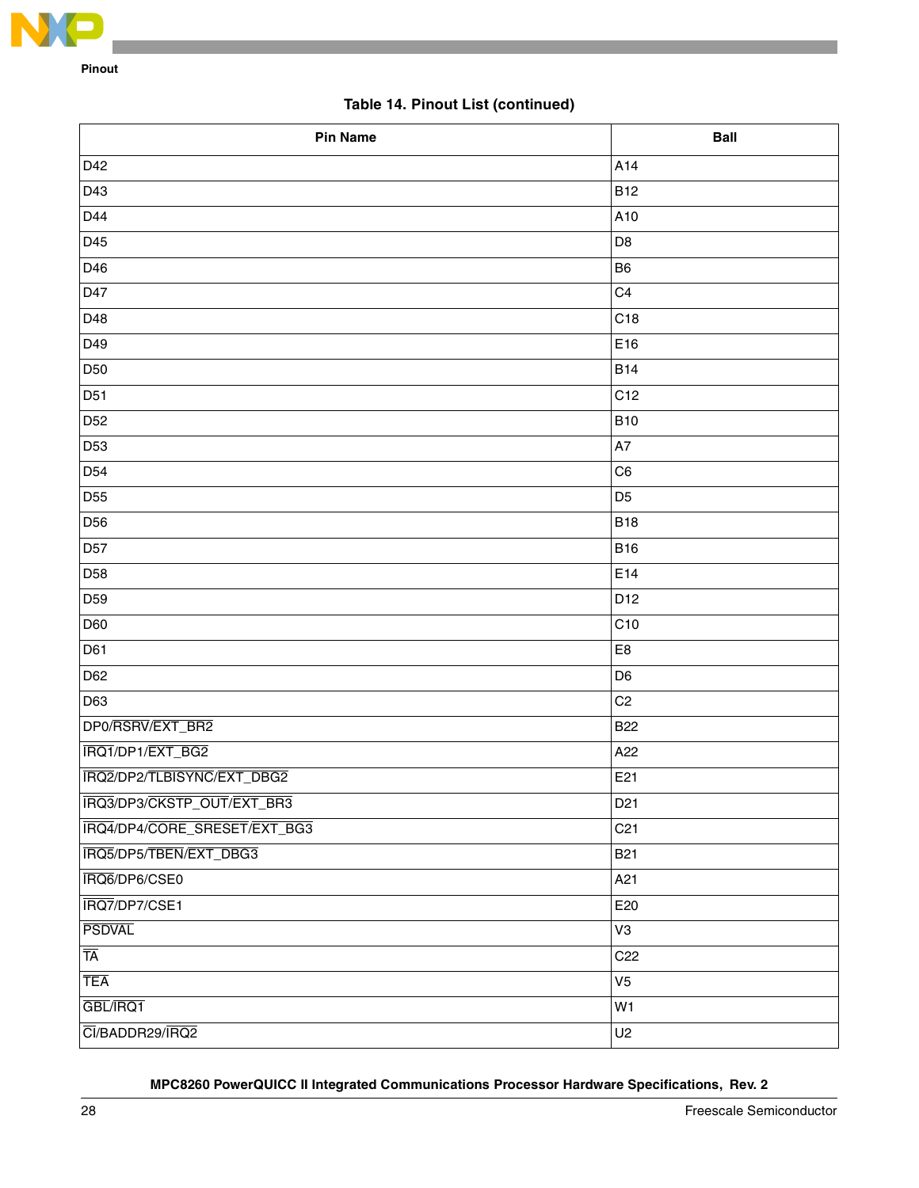**Table 14. Pinout List (continued)**

| Pin Name | Ball |
|---|---|
| D42 | A14 |
| D43 | B12 |
| D44 | A10 |
| D45 | D8 |
| D46 | B6 |
| D47 | C4 |
| D48 | C18 |
| D49 | E16 |
| D50 | B14 |
| D51 | C12 |
| D52 | B10 |
| D53 | A7 |
| D54 | C6 |
| D55 | D5 |
| D56 | B18 |
| D57 | B16 |
| D58 | E14 |
| D59 | D12 |
| D60 | C10 |
| D61 | E8 |
| D62 | D6 |
| D63 | C2 |
| DP0/RSRV/EXT_BR2 | B22 |
| IRQ1/DP1/EXT_BG2 | A22 |
| IRQ2/DP2/TLBISYNC/EXT_DBG2 | E21 |
| IRQ3/DP3/CKSTP_OUT/EXT_BR3 | D21 |
| IRQ4/DP4/CORE_SRESET/EXT_BG3 | C21 |
| IRQ5/DP5/TBEN/EXT_DBG3 | B21 |
| IRQ6/DP6/CSE0 | A21 |
| IRQ7/DP7/CSE1 | E20 |
| PSDVAL | V3 |
| TA | C22 |
| TEA | V5 |
| GBL/IRQ1 | W1 |
| CI/BADDR29/IRQ2 | U2 |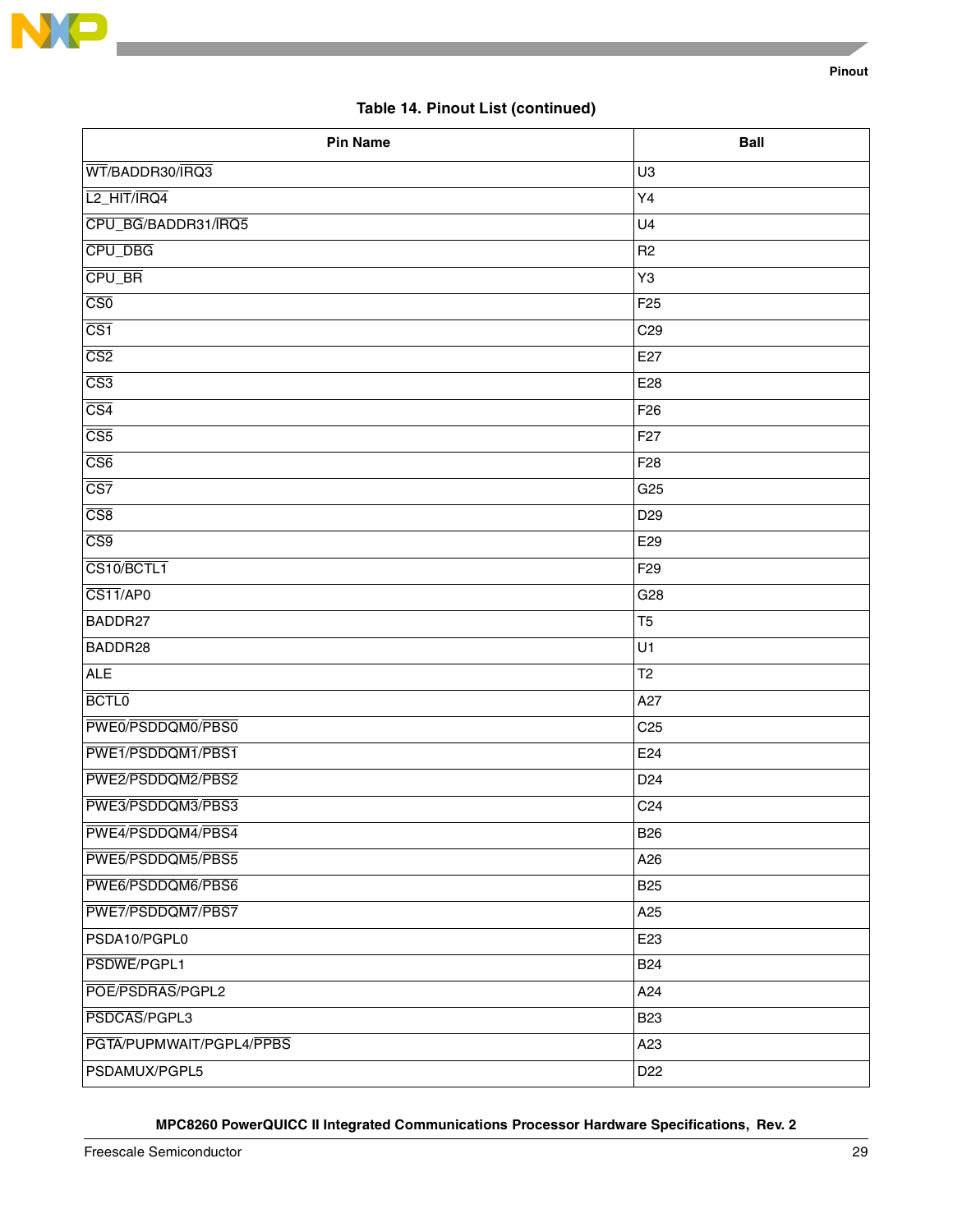**Table 14. Pinout List (continued)**

| Pin Name | Ball |
|---|---|
| WT/BADDR30/IRQ3 | U3 |
| L2_HIT/IRQ4 | Y4 |
| CPU_BG/BADDR31/IRQ5 | U4 |
| CPU_DBG | R2 |
| CPU_BR | Y3 |
| CS0 | F25 |
| CS1 | C29 |
| CS2 | E27 |
| CS3 | E28 |
| CS4 | F26 |
| CS5 | F27 |
| CS6 | F28 |
| CS7 | G25 |
| CS8 | D29 |
| CS9 | E29 |
| CS10/BCTL1 | F29 |
| CS11/AP0 | G28 |
| BADDR27 | T5 |
| BADDR28 | U1 |
| ALE | T2 |
| BCTL0 | A27 |
| PWE0/PSDDQM0/PBS0 | C25 |
| PWE1/PSDDQM1/PBS1 | E24 |
| PWE2/PSDDQM2/PBS2 | D24 |
| PWE3/PSDDQM3/PBS3 | C24 |
| PWE4/PSDDQM4/PBS4 | B26 |
| PWE5/PSDDQM5/PBS5 | A26 |
| PWE6/PSDDQM6/PBS6 | B25 |
| PWE7/PSDDQM7/PBS7 | A25 |
| PSDA10/PGPL0 | E23 |
| PSDWE/PGPL1 | B24 |
| POE/PSDRAS/PGPL2 | A24 |
| PSDCAS/PGPL3 | B23 |
| PGTA/PUPMWAIT/PGPL4/PPBS | A23 |
| PSDAMUX/PGPL5 | D22 |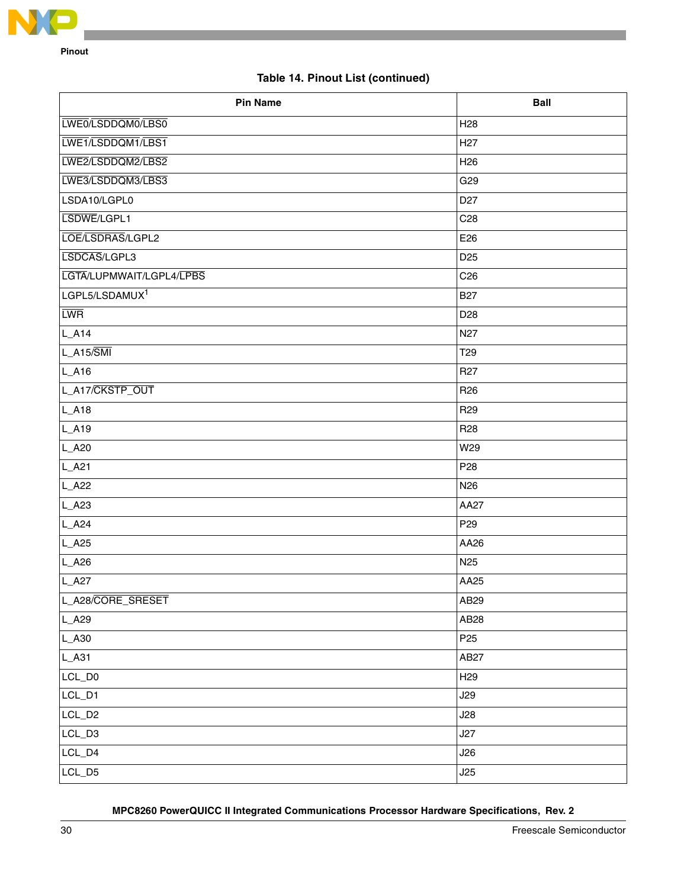**Table 14. Pinout List (continued)**

| Pin Name | Ball |
|---|---|
| LWE0/LSDDQM0/LBS0 | H28 |
| LWE1/LSDDQM1/LBS1 | H27 |
| LWE2/LSDDQM2/LBS2 | H26 |
| LWE3/LSDDQM3/LBS3 | G29 |
| LSDA10/LGPL0 | D27 |
| LSDWE/LGPL1 | C28 |
| LOE/LSDRAS/LGPL2 | E26 |
| LSDCAS/LGPL3 | D25 |
| LGTA/LUPMWAIT/LGPL4/LPBS | C26 |
| LGPL5/LSDAMUX[1] | B27 |
| LWR | D28 |
| L_A14 | N27 |
| L_A15/SMI | T29 |
| L_A16 | R27 |
| L_A17/CKSTP_OUT | R26 |
| L_A18 | R29 |
| L_A19 | R28 |
| L_A20 | W29 |
| L_A21 | P28 |
| L_A22 | N26 |
| L_A23 | AA27 |
| L_A24 | P29 |
| L_A25 | AA26 |
| L_A26 | N25 |
| L_A27 | AA25 |
| L_A28/CORE_SRESET | AB29 |
| L_A29 | AB28 |
| L_A30 | P25 |
| L_A31 | AB27 |
| LCL_D0 | H29 |
| LCL_D1 | J29 |
| LCL_D2 | J28 |
| LCL_D3 | J27 |
| LCL_D4 | J26 |
| LCL_D5 | J25 |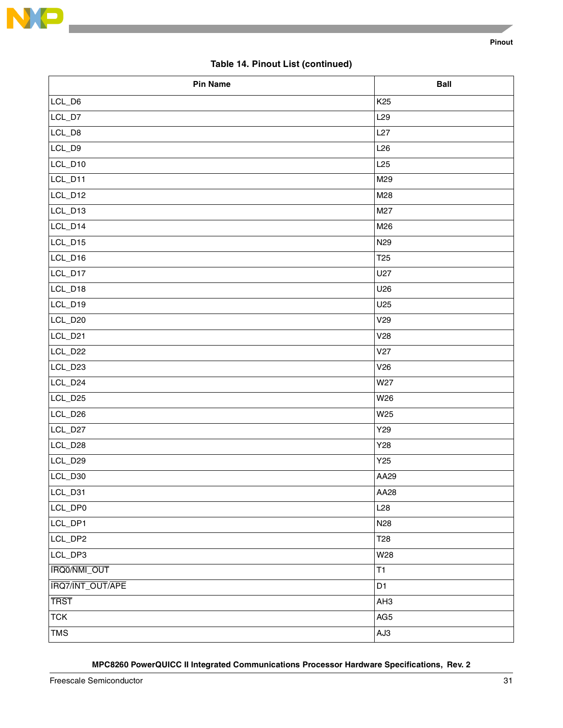**Table 14. Pinout List (continued)**

| Pin Name | Ball |
|---|---|
| LCL_D6 | K25 |
| LCL_D7 | L29 |
| LCL_D8 | L27 |
| LCL_D9 | L26 |
| LCL_D10 | L25 |
| LCL_D11 | M29 |
| LCL_D12 | M28 |
| LCL_D13 | M27 |
| LCL_D14 | M26 |
| LCL_D15 | N29 |
| LCL_D16 | T25 |
| LCL_D17 | U27 |
| LCL_D18 | U26 |
| LCL_D19 | U25 |
| LCL_D20 | V29 |
| LCL_D21 | V28 |
| LCL_D22 | V27 |
| LCL_D23 | V26 |
| LCL_D24 | W27 |
| LCL_D25 | W26 |
| LCL_D26 | W25 |
| LCL_D27 | Y29 |
| LCL_D28 | Y28 |
| LCL_D29 | Y25 |
| LCL_D30 | AA29 |
| LCL_D31 | AA28 |
| LCL_DP0 | L28 |
| LCL_DP1 | N28 |
| LCL_DP2 | T28 |
| LCL_DP3 | W28 |
| $\overline{\text{IRQ0}}$/$\overline{\text{NMI\_OUT}}$ | T1 |
| $\overline{\text{IRQ7}}$/$\overline{\text{INT\_OUT}}$/$\overline{\text{APE}}$ | D1 |
| $\overline{\text{TRST}}$ | AH3 |
| TCK | AG5 |
| TMS | AJ3 |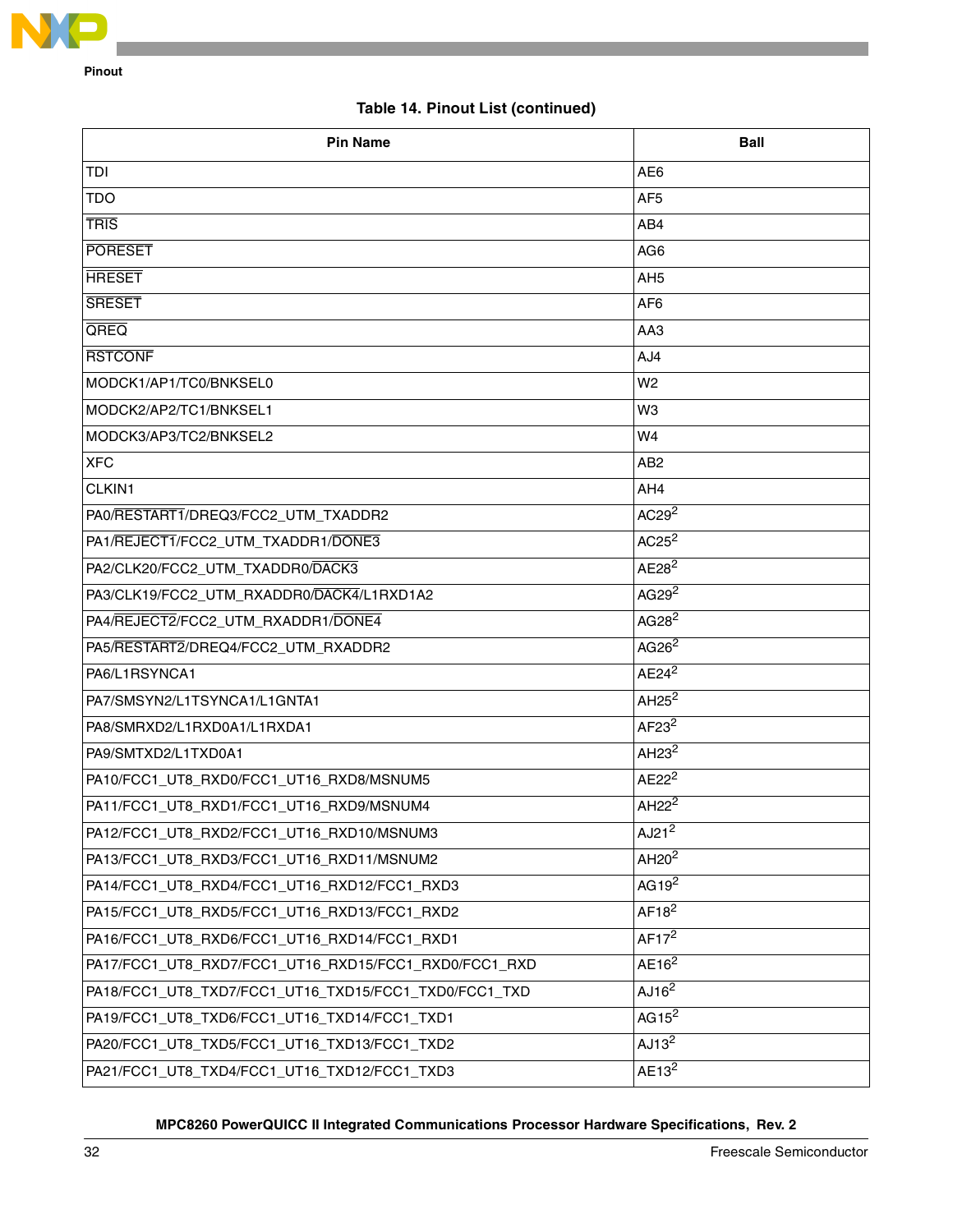**Table 14. Pinout List (continued)**

| Pin Name | Ball |
|---|---|
| TDI | AE6 |
| TDO | AF5 |
| TRIS | AB4 |
| PORESET | AG6 |
| HRESET | AH5 |
| SRESET | AF6 |
| QREQ | AA3 |
| RSTCONF | AJ4 |
| MODCK1/AP1/TC0/BNKSEL0 | W2 |
| MODCK2/AP2/TC1/BNKSEL1 | W3 |
| MODCK3/AP3/TC2/BNKSEL2 | W4 |
| XFC | AB2 |
| CLKIN1 | AH4 |
| PA0/RESTART1/DREQ3/FCC2_UTM_TXADDR2 | AC29[2] |
| PA1/REJECT1/FCC2_UTM_TXADDR1/DONE3 | AC25[2] |
| PA2/CLK20/FCC2_UTM_TXADDR0/DACK3 | AE28[2] |
| PA3/CLK19/FCC2_UTM_RXADDR0/DACK4/L1RXD1A2 | AG29[2] |
| PA4/REJECT2/FCC2_UTM_RXADDR1/DONE4 | AG28[2] |
| PA5/RESTART2/DREQ4/FCC2_UTM_RXADDR2 | AG26[2] |
| PA6/L1RSYNCA1 | AE24[2] |
| PA7/SMSYN2/L1TSYNCA1/L1GNTA1 | AH25[2] |
| PA8/SMRXD2/L1RXD0A1/L1RXDA1 | AF23[2] |
| PA9/SMTXD2/L1TXD0A1 | AH23[2] |
| PA10/FCC1_UT8_RXD0/FCC1_UT16_RXD8/MSNUM5 | AE22[2] |
| PA11/FCC1_UT8_RXD1/FCC1_UT16_RXD9/MSNUM4 | AH22[2] |
| PA12/FCC1_UT8_RXD2/FCC1_UT16_RXD10/MSNUM3 | AJ21[2] |
| PA13/FCC1_UT8_RXD3/FCC1_UT16_RXD11/MSNUM2 | AH20[2] |
| PA14/FCC1_UT8_RXD4/FCC1_UT16_RXD12/FCC1_RXD3 | AG19[2] |
| PA15/FCC1_UT8_RXD5/FCC1_UT16_RXD13/FCC1_RXD2 | AF18[2] |
| PA16/FCC1_UT8_RXD6/FCC1_UT16_RXD14/FCC1_RXD1 | AF17[2] |
| PA17/FCC1_UT8_RXD7/FCC1_UT16_RXD15/FCC1_RXD0/FCC1_RXD | AE16[2] |
| PA18/FCC1_UT8_TXD7/FCC1_UT16_TXD15/FCC1_TXD0/FCC1_TXD | AJ16[2] |
| PA19/FCC1_UT8_TXD6/FCC1_UT16_TXD14/FCC1_TXD1 | AG15[2] |
| PA20/FCC1_UT8_TXD5/FCC1_UT16_TXD13/FCC1_TXD2 | AJ13[2] |
| PA21/FCC1_UT8_TXD4/FCC1_UT16_TXD12/FCC1_TXD3 | AE13[2] |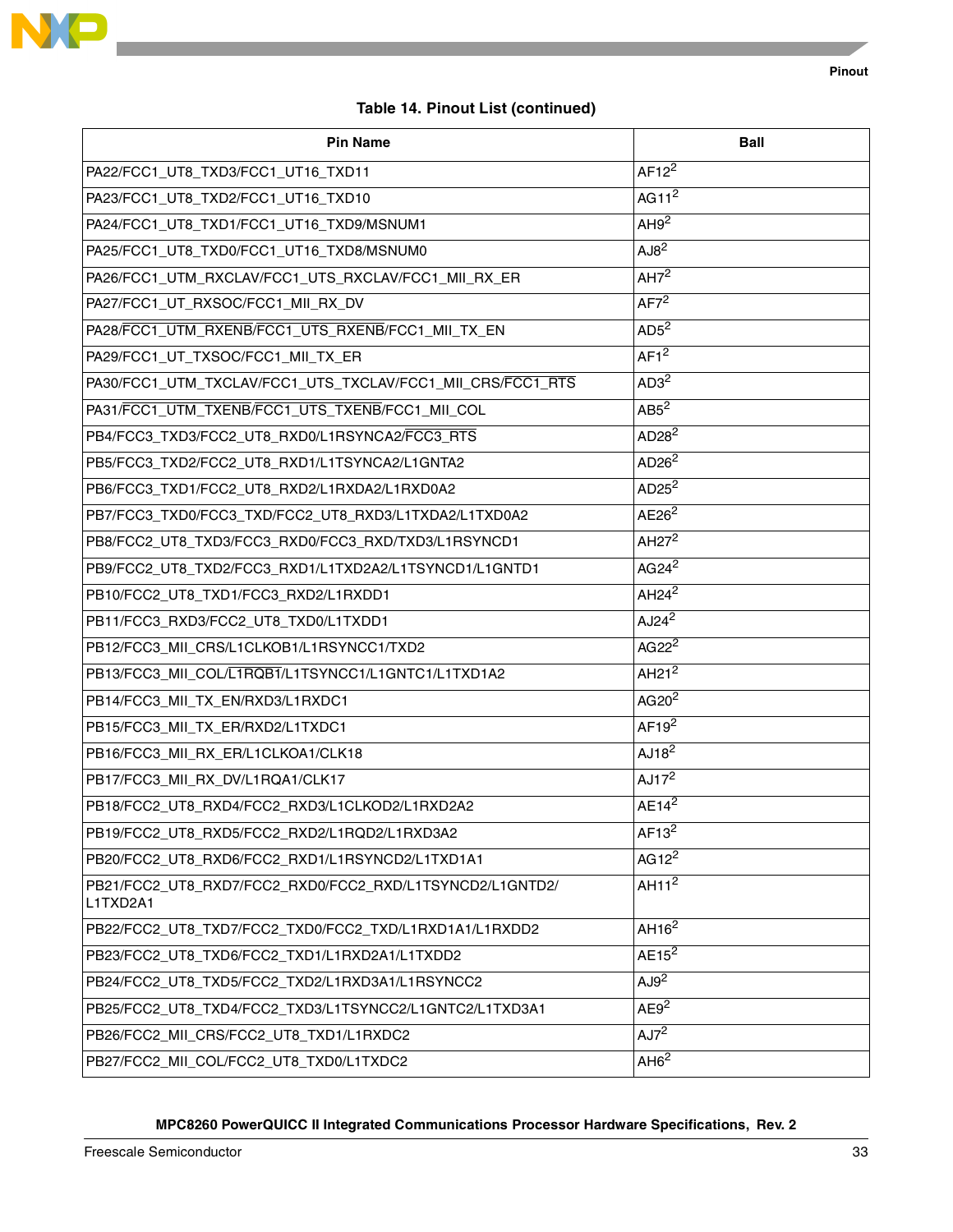**Table 14. Pinout List (continued)**

| Pin Name | Ball |
|---|---|
| PA22/FCC1_UT8_TXD3/FCC1_UT16_TXD11 | AF12[2] |
| PA23/FCC1_UT8_TXD2/FCC1_UT16_TXD10 | AG11[2] |
| PA24/FCC1_UT8_TXD1/FCC1_UT16_TXD9/MSNUM1 | AH9[2] |
| PA25/FCC1_UT8_TXD0/FCC1_UT16_TXD8/MSNUM0 | AJ8[2] |
| PA26/FCC1_UTM_RXCLAV/FCC1_UTS_RXCLAV/FCC1_MII_RX_ER | AH7[2] |
| PA27/FCC1_UT_RXSOC/FCC1_MII_RX_DV | AF7[2] |
| PA28/$\overline{\text{FCC1\_UTM\_RXENB}}$/$\overline{\text{FCC1\_UTS\_RXENB}}$/FCC1_MII_TX_EN | AD5[2] |
| PA29/FCC1_UT_TXSOC/FCC1_MII_TX_ER | AF1[2] |
| PA30/FCC1_UTM_TXCLAV/FCC1_UTS_TXCLAV/FCC1_MII_CRS/$\overline{\text{FCC1\_RTS}}$ | AD3[2] |
| PA31/$\overline{\text{FCC1\_UTM\_TXENB}}$/$\overline{\text{FCC1\_UTS\_TXENB}}$/FCC1_MII_COL | AB5[2] |
| PB4/FCC3_TXD3/FCC2_UT8_RXD0/L1RSYNCA2/$\overline{\text{FCC3\_RTS}}$ | AD28[2] |
| PB5/FCC3_TXD2/FCC2_UT8_RXD1/L1TSYNCA2/L1GNTA2 | AD26[2] |
| PB6/FCC3_TXD1/FCC2_UT8_RXD2/L1RXDA2/L1RXD0A2 | AD25[2] |
| PB7/FCC3_TXD0/FCC3_TXD/FCC2_UT8_RXD3/L1TXDA2/L1TXD0A2 | AE26[2] |
| PB8/FCC2_UT8_TXD3/FCC3_RXD0/FCC3_RXD/TXD3/L1RSYNCD1 | AH27[2] |
| PB9/FCC2_UT8_TXD2/FCC3_RXD1/L1TXD2A2/L1TSYNCD1/L1GNTD1 | AG24[2] |
| PB10/FCC2_UT8_TXD1/FCC3_RXD2/L1RXDD1 | AH24[2] |
| PB11/FCC3_RXD3/FCC2_UT8_TXD0/L1TXDD1 | AJ24[2] |
| PB12/FCC3_MII_CRS/L1CLKOB1/L1RSYNCC1/TXD2 | AG22[2] |
| PB13/FCC3_MII_COL/$\overline{\text{L1RQB1}}$/L1TSYNCC1/L1GNTC1/L1TXD1A2 | AH21[2] |
| PB14/FCC3_MII_TX_EN/RXD3/L1RXDC1 | AG20[2] |
| PB15/FCC3_MII_TX_ER/RXD2/L1TXDC1 | AF19[2] |
| PB16/FCC3_MII_RX_ER/L1CLKOA1/CLK18 | AJ18[2] |
| PB17/FCC3_MII_RX_DV/L1RQA1/CLK17 | AJ17[2] |
| PB18/FCC2_UT8_RXD4/FCC2_RXD3/L1CLKOD2/L1RXD2A2 | AE14[2] |
| PB19/FCC2_UT8_RXD5/FCC2_RXD2/L1RQD2/L1RXD3A2 | AF13[2] |
| PB20/FCC2_UT8_RXD6/FCC2_RXD1/L1RSYNCD2/L1TXD1A1 | AG12[2] |
| PB21/FCC2_UT8_RXD7/FCC2_RXD0/FCC2_RXD/L1TSYNCD2/L1GNTD2/ L1TXD2A1 | AH11[2] |
| PB22/FCC2_UT8_TXD7/FCC2_TXD0/FCC2_TXD/L1RXD1A1/L1RXDD2 | AH16[2] |
| PB23/FCC2_UT8_TXD6/FCC2_TXD1/L1RXD2A1/L1TXDD2 | AE15[2] |
| PB24/FCC2_UT8_TXD5/FCC2_TXD2/L1RXD3A1/L1RSYNCC2 | AJ9[2] |
| PB25/FCC2_UT8_TXD4/FCC2_TXD3/L1TSYNCC2/L1GNTC2/L1TXD3A1 | AE9[2] |
| PB26/FCC2_MII_CRS/FCC2_UT8_TXD1/L1RXDC2 | AJ7[2] |
| PB27/FCC2_MII_COL/FCC2_UT8_TXD0/L1TXDC2 | AH6[2] |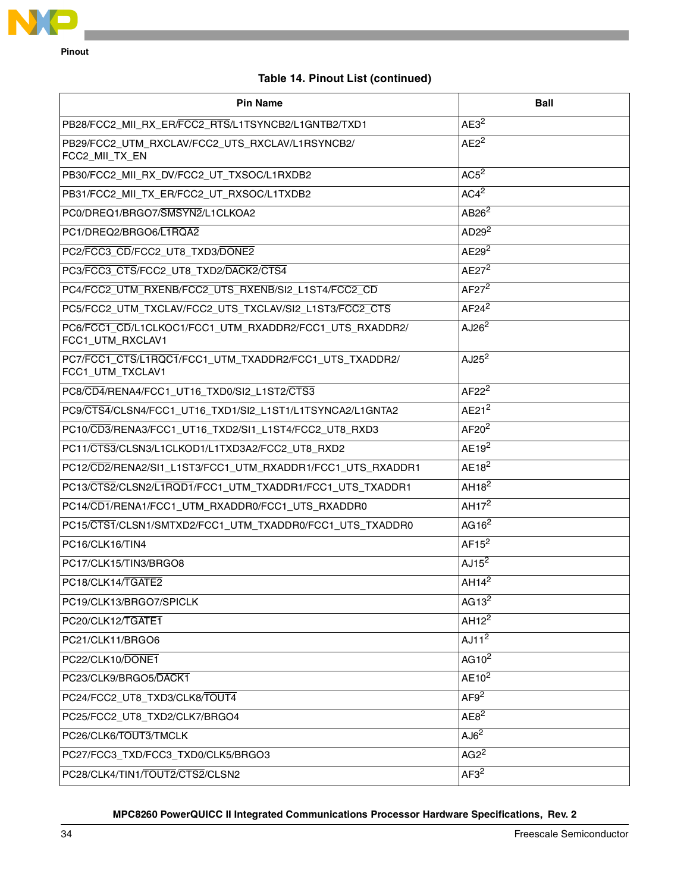Table 14. Pinout List (continued)

| Pin Name | Ball |
|---|---|
| PB28/FCC2_MII_RX_ER/FCC2_RTS/L1TSYNCB2/L1GNTB2/TXD1 | AE3[2] |
| PB29/FCC2_UTM_RXCLAV/FCC2_UTS_RXCLAV/L1RSYNCB2/ FCC2_MII_TX_EN | AE2[2] |
| PB30/FCC2_MII_RX_DV/FCC2_UT_TXSOC/L1RXDB2 | AC5[2] |
| PB31/FCC2_MII_TX_ER/FCC2_UT_RXSOC/L1TXDB2 | AC4[2] |
| PC0/DREQ1/BRGO7/SMSYN2/L1CLKOA2 | AB26[2] |
| PC1/DREQ2/BRGO6/L1RQA2 | AD29[2] |
| PC2/FCC3_CD/FCC2_UT8_TXD3/DONE2 | AE29[2] |
| PC3/FCC3_CTS/FCC2_UT8_TXD2/DACK2/CTS4 | AE27[2] |
| PC4/FCC2_UTM_RXENB/FCC2_UTS_RXENB/SI2_L1ST4/FCC2_CD | AF27[2] |
| PC5/FCC2_UTM_TXCLAV/FCC2_UTS_TXCLAV/SI2_L1ST3/FCC2_CTS | AF24[2] |
| PC6/FCC1_CD/L1CLKOC1/FCC1_UTM_RXADDR2/FCC1_UTS_RXADDR2/ FCC1_UTM_RXCLAV1 | AJ26[2] |
| PC7/FCC1_CTS/L1RQC1/FCC1_UTM_TXADDR2/FCC1_UTS_TXADDR2/ FCC1_UTM_TXCLAV1 | AJ25[2] |
| PC8/CD4/RENA4/FCC1_UT16_TXD0/SI2_L1ST2/CTS3 | AF22[2] |
| PC9/CTS4/CLSN4/FCC1_UT16_TXD1/SI2_L1ST1/L1TSYNCA2/L1GNTA2 | AE21[2] |
| PC10/CD3/RENA3/FCC1_UT16_TXD2/SI1_L1ST4/FCC2_UT8_RXD3 | AF20[2] |
| PC11/CTS3/CLSN3/L1CLKOD1/L1TXD3A2/FCC2_UT8_RXD2 | AE19[2] |
| PC12/CD2/RENA2/SI1_L1ST3/FCC1_UTM_RXADDR1/FCC1_UTS_RXADDR1 | AE18[2] |
| PC13/CTS2/CLSN2/L1RQD1/FCC1_UTM_TXADDR1/FCC1_UTS_TXADDR1 | AH18[2] |
| PC14/CD1/RENA1/FCC1_UTM_RXADDR0/FCC1_UTS_RXADDR0 | AH17[2] |
| PC15/CTS1/CLSN1/SMTXD2/FCC1_UTM_TXADDR0/FCC1_UTS_TXADDR0 | AG16[2] |
| PC16/CLK16/TIN4 | AF15[2] |
| PC17/CLK15/TIN3/BRGO8 | AJ15[2] |
| PC18/CLK14/TGATE2 | AH14[2] |
| PC19/CLK13/BRGO7/SPICLK | AG13[2] |
| PC20/CLK12/TGATE1 | AH12[2] |
| PC21/CLK11/BRGO6 | AJ11[2] |
| PC22/CLK10/DONE1 | AG10[2] |
| PC23/CLK9/BRGO5/DACK1 | AE10[2] |
| PC24/FCC2_UT8_TXD3/CLK8/TOUT4 | AF9[2] |
| PC25/FCC2_UT8_TXD2/CLK7/BRGO4 | AE8[2] |
| PC26/CLK6/TOUT3/TMCLK | AJ6[2] |
| PC27/FCC3_TXD/FCC3_TXD0/CLK5/BRGO3 | AG2[2] |
| PC28/CLK4/TIN1/TOUT2/CTS2/CLSN2 | AF3[2] |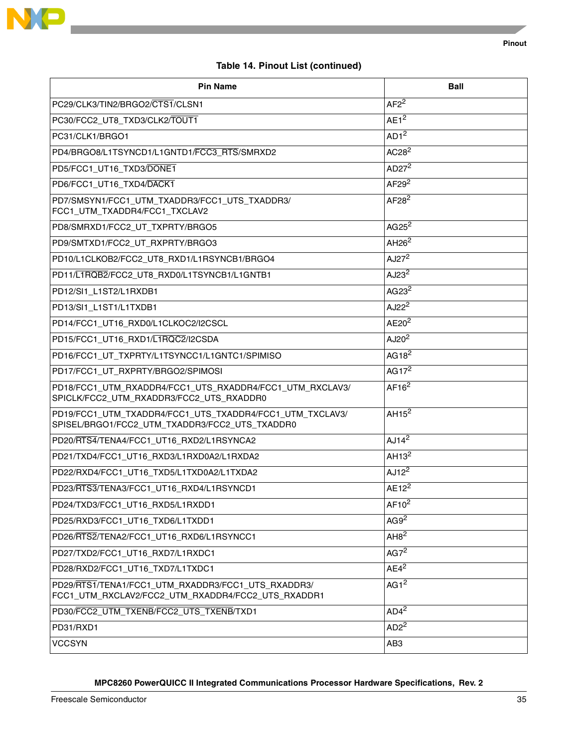**Table 14. Pinout List (continued)**

| Pin Name | Ball |
|---|---|
| PC29/CLK3/TIN2/BRGO2/CTS1/CLSN1 | AF2[2] |
| PC30/FCC2_UT8_TXD3/CLK2/TOUT1 | AE1[2] |
| PC31/CLK1/BRGO1 | AD1[2] |
| PD4/BRGO8/L1TSYNCD1/L1GNTD1/FCC3_RTS/SMRXD2 | AC28[2] |
| PD5/FCC1_UT16_TXD3/DONE1 | AD27[2] |
| PD6/FCC1_UT16_TXD4/DACK1 | AF29[2] |
| PD7/SMSYN1/FCC1_UTM_TXADDR3/FCC1_UTS_TXADDR3/ FCC1_UTM_TXADDR4/FCC1_TXCLAV2 | AF28[2] |
| PD8/SMRXD1/FCC2_UT_TXPRTY/BRGO5 | AG25[2] |
| PD9/SMTXD1/FCC2_UT_RXPRTY/BRGO3 | AH26[2] |
| PD10/L1CLKOB2/FCC2_UT8_RXD1/L1RSYNCB1/BRGO4 | AJ27[2] |
| PD11/L1RQB2/FCC2_UT8_RXD0/L1TSYNCB1/L1GNTB1 | AJ23[2] |
| PD12/SI1_L1ST2/L1RXDB1 | AG23[2] |
| PD13/SI1_L1ST1/L1TXDB1 | AJ22[2] |
| PD14/FCC1_UT16_RXD0/L1CLKOC2/I2CSCL | AE20[2] |
| PD15/FCC1_UT16_RXD1/L1RQC2/I2CSDA | AJ20[2] |
| PD16/FCC1_UT_TXPRTY/L1TSYNCC1/L1GNTC1/SPIMISO | AG18[2] |
| PD17/FCC1_UT_RXPRTY/BRGO2/SPIMOSI | AG17[2] |
| PD18/FCC1_UTM_RXADDR4/FCC1_UTS_RXADDR4/FCC1_UTM_RXCLAV3/ SPICLK/FCC2_UTM_RXADDR3/FCC2_UTS_RXADDR0 | AF16[2] |
| PD19/FCC1_UTM_TXADDR4/FCC1_UTS_TXADDR4/FCC1_UTM_TXCLAV3/ SPISEL/BRGO1/FCC2_UTM_TXADDR3/FCC2_UTS_TXADDR0 | AH15[2] |
| PD20/RTS4/TENA4/FCC1_UT16_RXD2/L1RSYNCA2 | AJ14[2] |
| PD21/TXD4/FCC1_UT16_RXD3/L1RXD0A2/L1RXDA2 | AH13[2] |
| PD22/RXD4/FCC1_UT16_TXD5/L1TXD0A2/L1TXDA2 | AJ12[2] |
| PD23/RTS3/TENA3/FCC1_UT16_RXD4/L1RSYNCD1 | AE12[2] |
| PD24/TXD3/FCC1_UT16_RXD5/L1RXDD1 | AF10[2] |
| PD25/RXD3/FCC1_UT16_TXD6/L1TXDD1 | AG9[2] |
| PD26/RTS2/TENA2/FCC1_UT16_RXD6/L1RSYNCC1 | AH8[2] |
| PD27/TXD2/FCC1_UT16_RXD7/L1RXDC1 | AG7[2] |
| PD28/RXD2/FCC1_UT16_TXD7/L1TXDC1 | AE4[2] |
| PD29/RTS1/TENA1/FCC1_UTM_RXADDR3/FCC1_UTS_RXADDR3/ FCC1_UTM_RXCLAV2/FCC2_UTM_RXADDR4/FCC2_UTS_RXADDR1 | AG1[2] |
| PD30/FCC2_UTM_TXENB/FCC2_UTS_TXENB/TXD1 | AD4[2] |
| PD31/RXD1 | AD2[2] |
| VCCSYN | AB3 |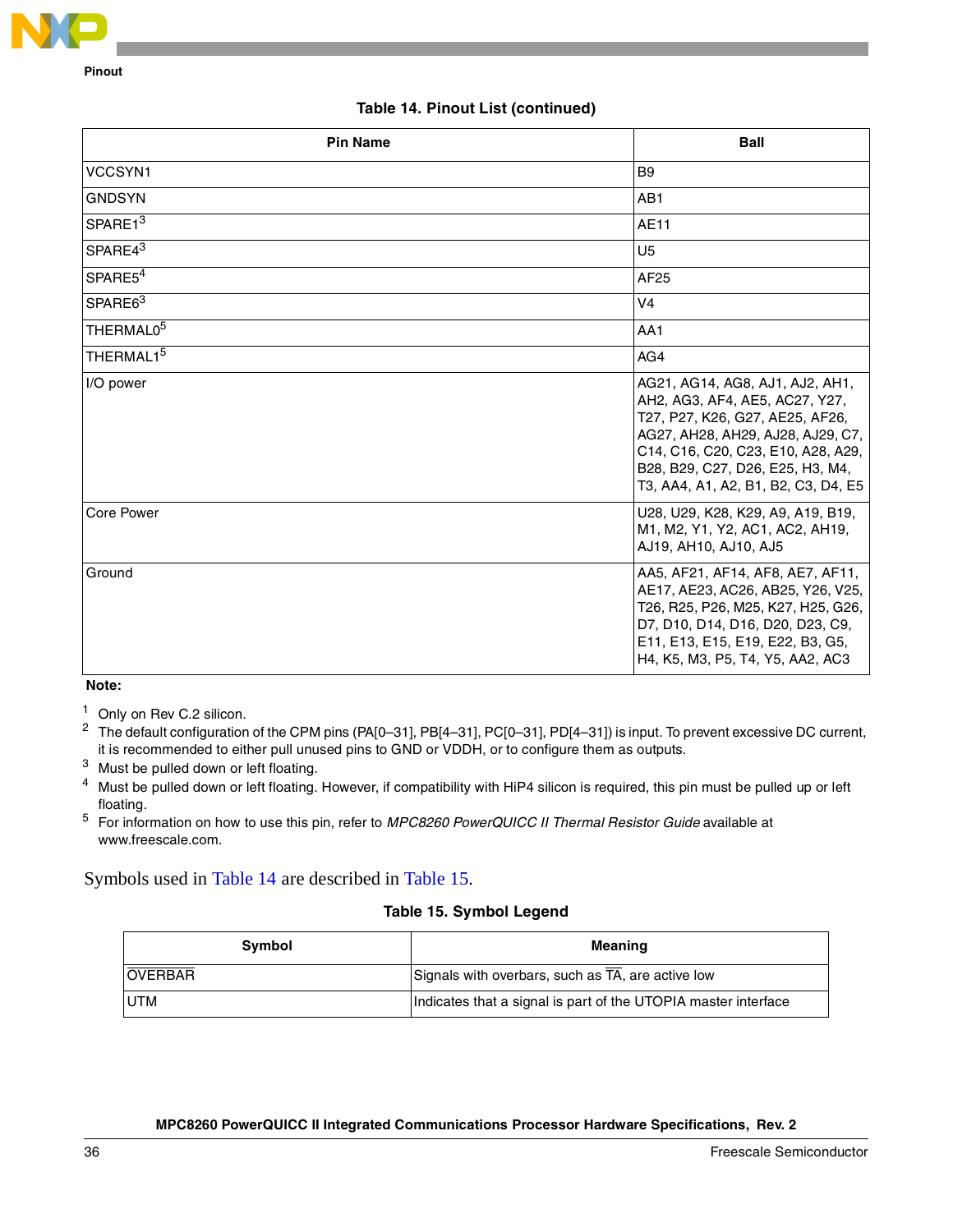**Table 14. Pinout List (continued)**

| Pin Name | Ball |
|---|---|
| VCCSYN1 | B9 |
| GNDSYN | AB1 |
| SPARE1[3] | AE11 |
| SPARE4[3] | U5 |
| SPARE5[4] | AF25 |
| SPARE6[3] | V4 |
| THERMAL0[5] | AA1 |
| THERMAL1[5] | AG4 |
| I/O power | AG21, AG14, AG8, AJ1, AJ2, AH1, AH2, AG3, AF4, AE5, AC27, Y27, T27, P27, K26, G27, AE25, AF26, AG27, AH28, AH29, AJ28, AJ29, C7, C14, C16, C20, C23, E10, A28, A29, B28, B29, C27, D26, E25, H3, M4, T3, AA4, A1, A2, B1, B2, C3, D4, E5 |
| Core Power | U28, U29, K28, K29, A9, A19, B19, M1, M2, Y1, Y2, AC1, AC2, AH19, AJ19, AH10, AJ10, AJ5 |
| Ground | AA5, AF21, AF14, AF8, AE7, AF11, AE17, AE23, AC26, AB25, Y26, V25, T26, R25, P26, M25, K27, H25, G26, D7, D10, D14, D16, D20, D23, C9, E11, E13, E15, E19, E22, B3, G5, H4, K5, M3, P5, T4, Y5, AA2, AC3 |

**Note:**

1. Only on Rev C.2 silicon.
2. The default configuration of the CPM pins (PA[0–31], PB[4–31], PC[0–31], PD[4–31]) is input. To prevent excessive DC current, it is recommended to either pull unused pins to GND or VDDH, or to configure them as outputs.
3. Must be pulled down or left floating.
4. Must be pulled down or left floating. However, if compatibility with HiP4 silicon is required, this pin must be pulled up or left floating.
5. For information on how to use this pin, refer to *MPC8260 PowerQUICC II Thermal Resistor Guide* available at www.freescale.com.

Symbols used in Table 14 are described in Table 15.

**Table 15. Symbol Legend**

| Symbol | Meaning |
|---|---|
| OVERBAR | Signals with overbars, such as $\overline{\text{TA}}$, are active low |
| UTM | Indicates that a signal is part of the UTOPIA master interface |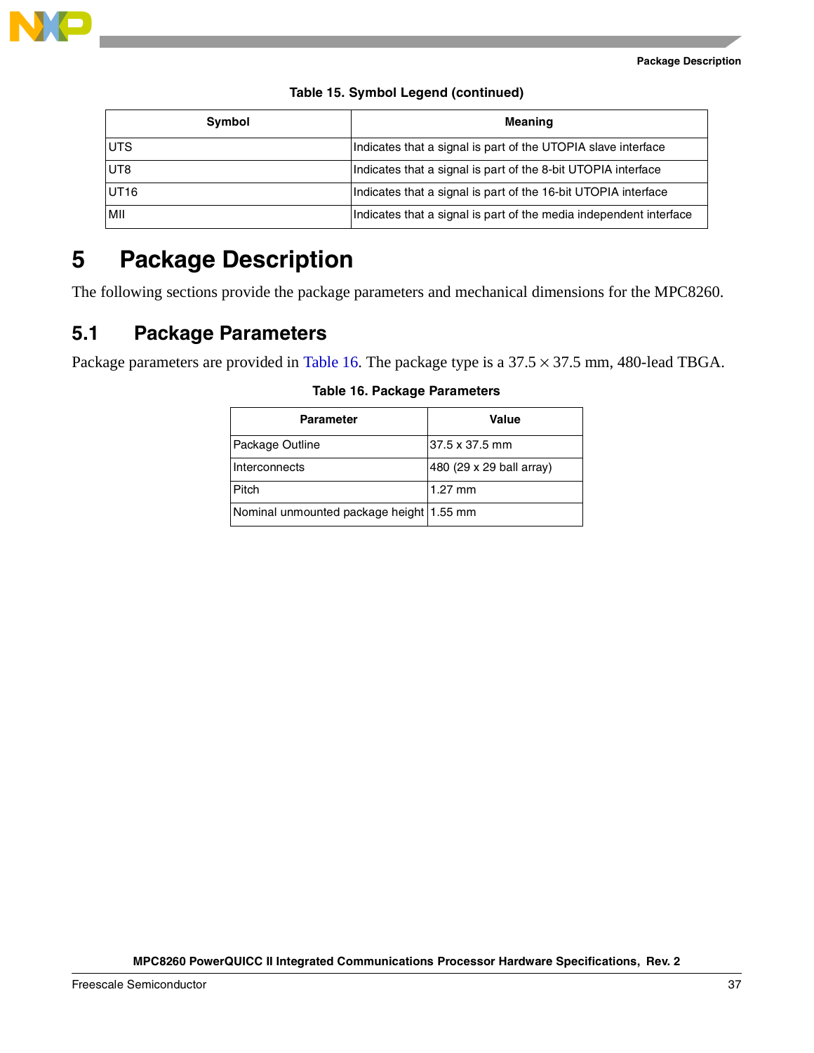**Table 15. Symbol Legend (continued)**

| Symbol | Meaning |
|---|---|
| UTS | Indicates that a signal is part of the UTOPIA slave interface |
| UT8 | Indicates that a signal is part of the 8-bit UTOPIA interface |
| UT16 | Indicates that a signal is part of the 16-bit UTOPIA interface |
| MII | Indicates that a signal is part of the media independent interface |

# 5 Package Description

The following sections provide the package parameters and mechanical dimensions for the MPC8260.

## 5.1 Package Parameters

Package parameters are provided in Table 16. The package type is a 37.5 × 37.5 mm, 480-lead TBGA.

**Table 16. Package Parameters**

| Parameter | Value |
|---|---|
| Package Outline | 37.5 x 37.5 mm |
| Interconnects | 480 (29 x 29 ball array) |
| Pitch | 1.27 mm |
| Nominal unmounted package height | 1.55 mm |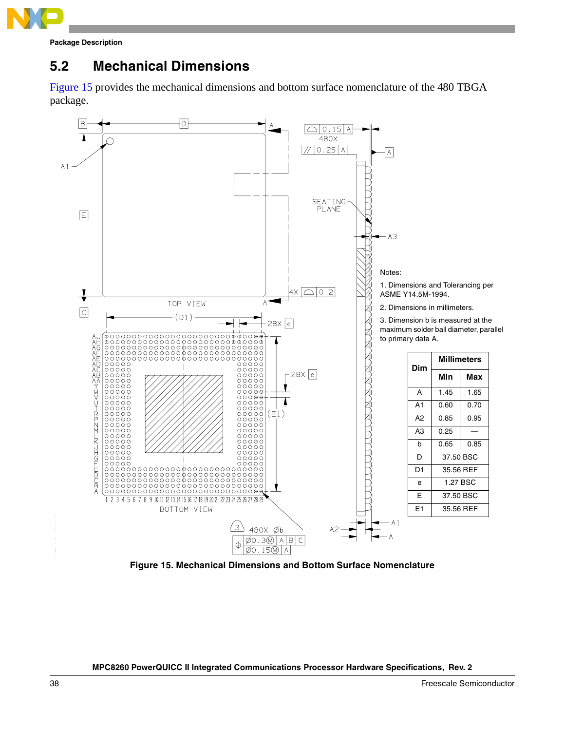Package Description

## 5.2 Mechanical Dimensions

Figure 15 provides the mechanical dimensions and bottom surface nomenclature of the 480 TBGA package.

Notes:

1. Dimensions and Tolerancing per ASME Y14.5M-1994.
2. Dimensions in millimeters.
3. Dimension b is measured at the maximum solder ball diameter, parallel to primary data A.

| Dim | Millimeters | |
|---|---|---|
| | Min | Max |
| A | 1.45 | 1.65 |
| A1 | 0.60 | 0.70 |
| A2 | 0.85 | 0.95 |
| A3 | 0.25 | — |
| b | 0.65 | 0.85 |
| D | 37.50 BSC | |
| D1 | 35.56 REF | |
| e | 1.27 BSC | |
| E | 37.50 BSC | |
| E1 | 35.56 REF | |

**Figure 15. Mechanical Dimensions and Bottom Surface Nomenclature**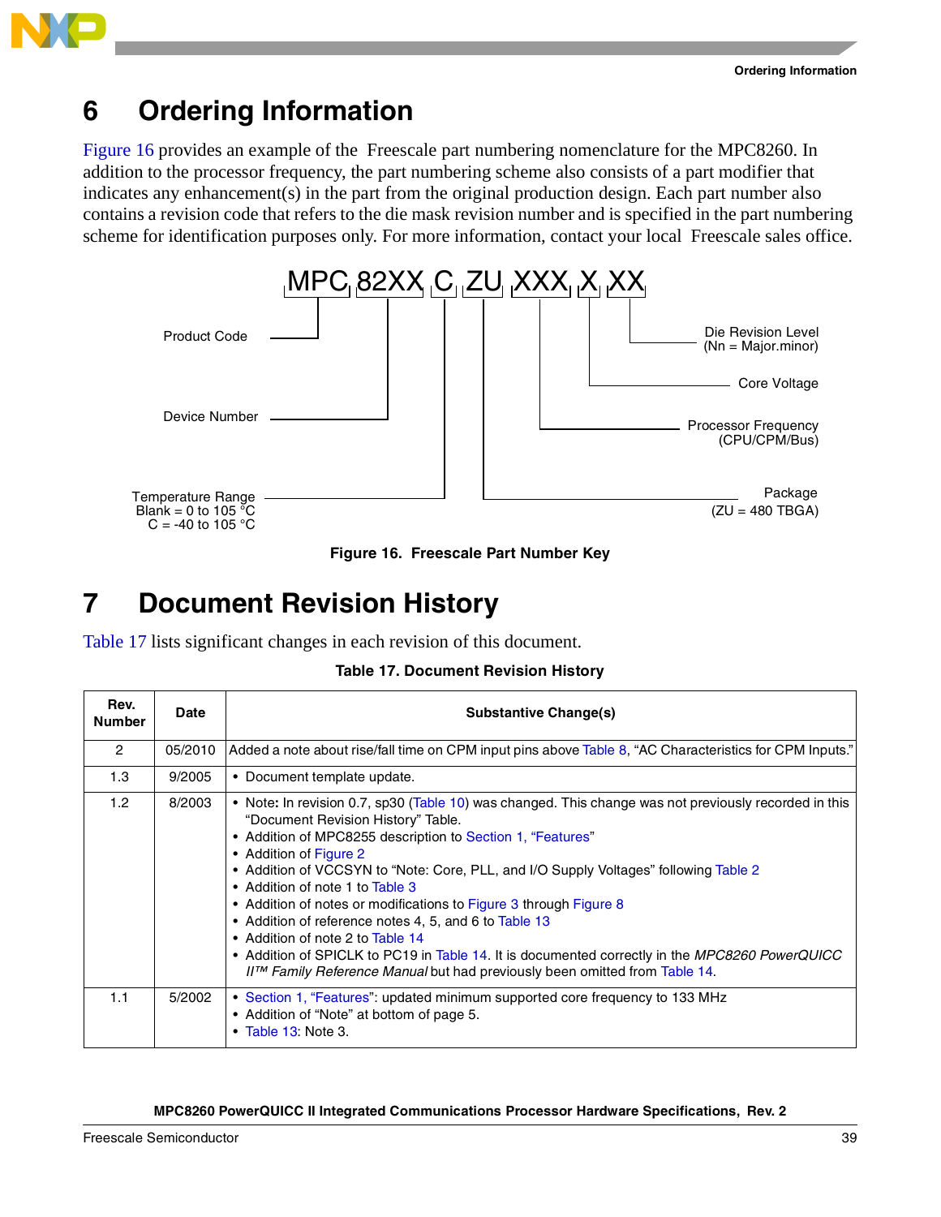# 6 Ordering Information

Figure 16 provides an example of the Freescale part numbering nomenclature for the MPC8260. In addition to the processor frequency, the part numbering scheme also consists of a part modifier that indicates any enhancement(s) in the part from the original production design. Each part number also contains a revision code that refers to the die mask revision number and is specified in the part numbering scheme for identification purposes only. For more information, contact your local Freescale sales office.

MPC 82XX C ZU XXX X XX

- MPC — Product Code
- 82XX — Device Number
- C — Temperature Range: Blank = 0 to 105 °C; C = -40 to 105 °C
- ZU — Package (ZU = 480 TBGA)
- XXX — Processor Frequency (CPU/CPM/Bus)
- X — Core Voltage
- XX — Die Revision Level (Nn = Major.minor)

**Figure 16. Freescale Part Number Key**

# 7 Document Revision History

Table 17 lists significant changes in each revision of this document.

**Table 17. Document Revision History**

| Rev. Number | Date | Substantive Change(s) |
|---|---|---|
| 2 | 05/2010 | Added a note about rise/fall time on CPM input pins above Table 8, “AC Characteristics for CPM Inputs.” |
| 1.3 | 9/2005 | • Document template update. |
| 1.2 | 8/2003 | • Note: In revision 0.7, sp30 (Table 10) was changed. This change was not previously recorded in this “Document Revision History” Table.<br>• Addition of MPC8255 description to Section 1, “Features”<br>• Addition of Figure 2<br>• Addition of VCCSYN to “Note: Core, PLL, and I/O Supply Voltages” following Table 2<br>• Addition of note 1 to Table 3<br>• Addition of notes or modifications to Figure 3 through Figure 8<br>• Addition of reference notes 4, 5, and 6 to Table 13<br>• Addition of note 2 to Table 14<br>• Addition of SPICLK to PC19 in Table 14. It is documented correctly in the *MPC8260 PowerQUICC II™ Family Reference Manual* but had previously been omitted from Table 14. |
| 1.1 | 5/2002 | • Section 1, “Features”: updated minimum supported core frequency to 133 MHz<br>• Addition of “Note” at bottom of page 5.<br>• Table 13: Note 3. |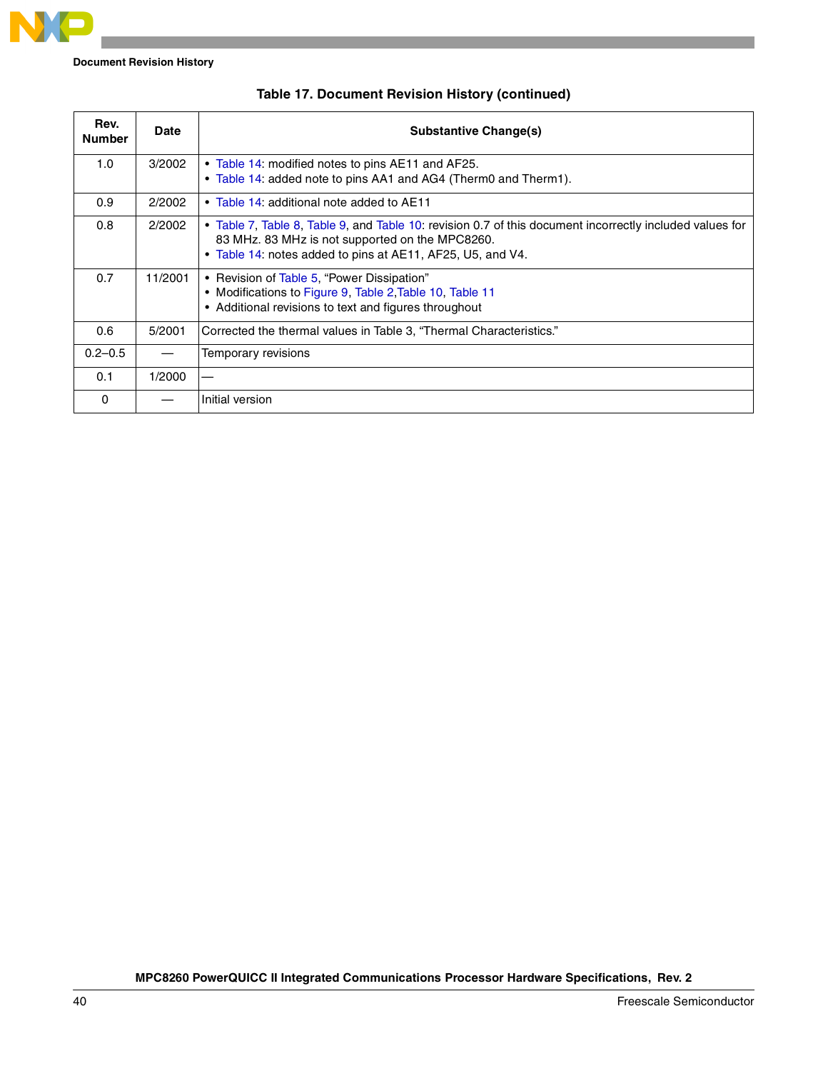**Table 17. Document Revision History (continued)**

| Rev. Number | Date | Substantive Change(s) |
|---|---|---|
| 1.0 | 3/2002 | • Table 14: modified notes to pins AE11 and AF25.<br>• Table 14: added note to pins AA1 and AG4 (Therm0 and Therm1). |
| 0.9 | 2/2002 | • Table 14: additional note added to AE11 |
| 0.8 | 2/2002 | • Table 7, Table 8, Table 9, and Table 10: revision 0.7 of this document incorrectly included values for 83 MHz. 83 MHz is not supported on the MPC8260.<br>• Table 14: notes added to pins at AE11, AF25, U5, and V4. |
| 0.7 | 11/2001 | • Revision of Table 5, “Power Dissipation”<br>• Modifications to Figure 9, Table 2,Table 10, Table 11<br>• Additional revisions to text and figures throughout |
| 0.6 | 5/2001 | Corrected the thermal values in Table 3, “Thermal Characteristics.” |
| 0.2–0.5 | — | Temporary revisions |
| 0.1 | 1/2000 | — |
| 0 | — | Initial version |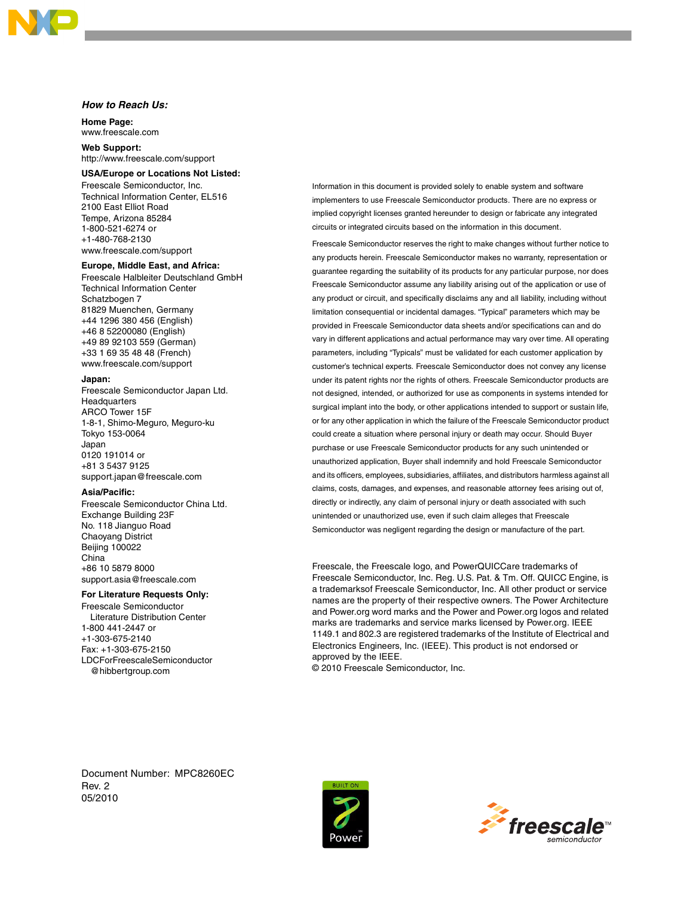*How to Reach Us:*

**Home Page:**
www.freescale.com

**Web Support:**
http://www.freescale.com/support

**USA/Europe or Locations Not Listed:**
Freescale Semiconductor, Inc.
Technical Information Center, EL516
2100 East Elliot Road
Tempe, Arizona 85284
1-800-521-6274 or
+1-480-768-2130
www.freescale.com/support

**Europe, Middle East, and Africa:**
Freescale Halbleiter Deutschland GmbH
Technical Information Center
Schatzbogen 7
81829 Muenchen, Germany
+44 1296 380 456 (English)
+46 8 52200080 (English)
+49 89 92103 559 (German)
+33 1 69 35 48 48 (French)
www.freescale.com/support

**Japan:**
Freescale Semiconductor Japan Ltd.
Headquarters
ARCO Tower 15F
1-8-1, Shimo-Meguro, Meguro-ku
Tokyo 153-0064
Japan
0120 191014 or
+81 3 5437 9125
support.japan@freescale.com

**Asia/Pacific:**
Freescale Semiconductor China Ltd.
Exchange Building 23F
No. 118 Jianguo Road
Chaoyang District
Beijing 100022
China
+86 10 5879 8000
support.asia@freescale.com

**For Literature Requests Only:**
Freescale Semiconductor
Literature Distribution Center
1-800 441-2447 or
+1-303-675-2140
Fax: +1-303-675-2150
LDCForFreescaleSemiconductor
@hibbertgroup.com

Information in this document is provided solely to enable system and software implementers to use Freescale Semiconductor products. There are no express or implied copyright licenses granted hereunder to design or fabricate any integrated circuits or integrated circuits based on the information in this document.

Freescale Semiconductor reserves the right to make changes without further notice to any products herein. Freescale Semiconductor makes no warranty, representation or guarantee regarding the suitability of its products for any particular purpose, nor does Freescale Semiconductor assume any liability arising out of the application or use of any product or circuit, and specifically disclaims any and all liability, including without limitation consequential or incidental damages. “Typical” parameters which may be provided in Freescale Semiconductor data sheets and/or specifications can and do vary in different applications and actual performance may vary over time. All operating parameters, including “Typicals” must be validated for each customer application by customer's technical experts. Freescale Semiconductor does not convey any license under its patent rights nor the rights of others. Freescale Semiconductor products are not designed, intended, or authorized for use as components in systems intended for surgical implant into the body, or other applications intended to support or sustain life, or for any other application in which the failure of the Freescale Semiconductor product could create a situation where personal injury or death may occur. Should Buyer purchase or use Freescale Semiconductor products for any such unintended or unauthorized application, Buyer shall indemnify and hold Freescale Semiconductor and its officers, employees, subsidiaries, affiliates, and distributors harmless against all claims, costs, damages, and expenses, and reasonable attorney fees arising out of, directly or indirectly, any claim of personal injury or death associated with such unintended or unauthorized use, even if such claim alleges that Freescale Semiconductor was negligent regarding the design or manufacture of the part.

Freescale, the Freescale logo, and PowerQUICCare trademarks of Freescale Semiconductor, Inc. Reg. U.S. Pat. & Tm. Off. QUICC Engine, is a trademarksof Freescale Semiconductor, Inc. All other product or service names are the property of their respective owners. The Power Architecture and Power.org word marks and the Power and Power.org logos and related marks are trademarks and service marks licensed by Power.org. IEEE 1149.1 and 802.3 are registered trademarks of the Institute of Electrical and Electronics Engineers, Inc. (IEEE). This product is not endorsed or approved by the IEEE.
© 2010 Freescale Semiconductor, Inc.

Document Number: MPC8260EC
Rev. 2
05/2010